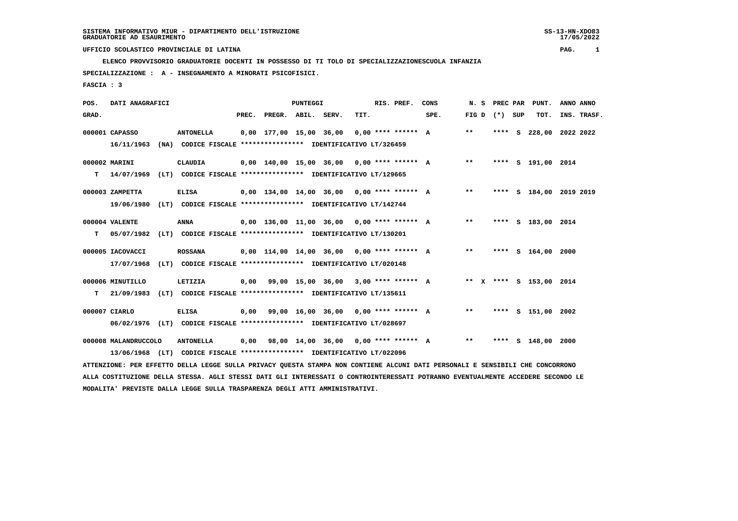SISTEMA INFORMATIVO MIUR - DIPARTIMENTO DELL'ISTRUZIONE
GRADUATORIE AD ESAURIMENTO

UFFICIO SCOLASTICO PROVINCIALE DI LATINA

ELENCO PROVVISORIO GRADUATORIE DOCENTI IN POSSESSO DI TI TOLO DI SPECIALIZZAZIONESCUOLA INFANZIA

SPECIALIZZAZIONE : A - INSEGNAMENTO A MINORATI PSICOFISICI.

FASCIA : 3

| POS. GRAD. | DATI ANAGRAFICI | | PREC. | PREGR. | ABIL. | SERV. | TIT. | RIS. PREF. | CONS SPE. | N. S FIG D | PREC PAR (*) | SUP | PUNT. TOT. | ANNO INS. | ANNO TRASF. |
|---|---|---|---|---|---|---|---|---|---|---|---|---|---|---|---|
| 000001 | CAPASSO | ANTONELLA | 0,00 | 177,00 | 15,00 | 36,00 | 0,00 | **** ****** | A | ** | **** | S | 228,00 | 2022 | 2022 |
| | 16/11/1963 (NA) CODICE FISCALE **************** IDENTIFICATIVO LT/326459 | | | | | | | | | | | | | | |
| 000002 | MARINI | CLAUDIA | 0,00 | 140,00 | 15,00 | 36,00 | 0,00 | **** ****** | A | ** | **** | S | 191,00 | 2014 | |
| T | 14/07/1969 (LT) CODICE FISCALE **************** IDENTIFICATIVO LT/129665 | | | | | | | | | | | | | | |
| 000003 | ZAMPETTA | ELISA | 0,00 | 134,00 | 14,00 | 36,00 | 0,00 | **** ****** | A | ** | **** | S | 184,00 | 2019 | 2019 |
| | 19/06/1980 (LT) CODICE FISCALE **************** IDENTIFICATIVO LT/142744 | | | | | | | | | | | | | | |
| 000004 | VALENTE | ANNA | 0,00 | 136,00 | 11,00 | 36,00 | 0,00 | **** ****** | A | ** | **** | S | 183,00 | 2014 | |
| T | 05/07/1982 (LT) CODICE FISCALE **************** IDENTIFICATIVO LT/130201 | | | | | | | | | | | | | | |
| 000005 | IACOVACCI | ROSSANA | 0,00 | 114,00 | 14,00 | 36,00 | 0,00 | **** ****** | A | ** | **** | S | 164,00 | 2000 | |
| | 17/07/1968 (LT) CODICE FISCALE **************** IDENTIFICATIVO LT/020148 | | | | | | | | | | | | | | |
| 000006 | MINUTILLO | LETIZIA | 0,00 | 99,00 | 15,00 | 36,00 | 3,00 | **** ****** | A | ** X | **** | S | 153,00 | 2014 | |
| T | 21/09/1983 (LT) CODICE FISCALE **************** IDENTIFICATIVO LT/135611 | | | | | | | | | | | | | | |
| 000007 | CIARLO | ELISA | 0,00 | 99,00 | 16,00 | 36,00 | 0,00 | **** ****** | A | ** | **** | S | 151,00 | 2002 | |
| | 06/02/1976 (LT) CODICE FISCALE **************** IDENTIFICATIVO LT/028697 | | | | | | | | | | | | | | |
| 000008 | MALANDRUCCOLO | ANTONELLA | 0,00 | 98,00 | 14,00 | 36,00 | 0,00 | **** ****** | A | ** | **** | S | 148,00 | 2000 | |
| | 13/06/1968 (LT) CODICE FISCALE **************** IDENTIFICATIVO LT/022096 | | | | | | | | | | | | | | |

ATTENZIONE: PER EFFETTO DELLA LEGGE SULLA PRIVACY QUESTA STAMPA NON CONTIENE ALCUNI DATI PERSONALI E SENSIBILI CHE CONCORRONO ALLA COSTITUZIONE DELLA STESSA. AGLI STESSI DATI GLI INTERESSATI O CONTROINTERESSATI POTRANNO EVENTUALMENTE ACCEDERE SECONDO LE MODALITA' PREVISTE DALLA LEGGE SULLA TRASPARENZA DEGLI ATTI AMMINISTRATIVI.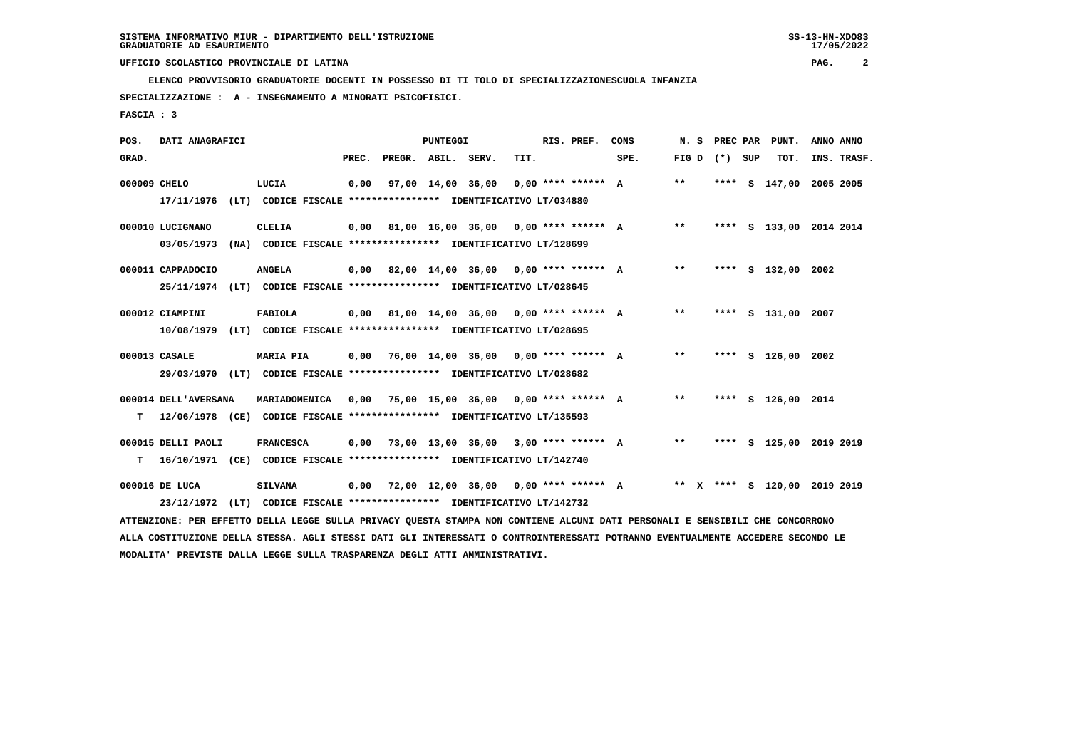SISTEMA INFORMATIVO MIUR - DIPARTIMENTO DELL'ISTRUZIONE
GRADUATORIE AD ESAURIMENTO

UFFICIO SCOLASTICO PROVINCIALE DI LATINA

ELENCO PROVVISORIO GRADUATORIE DOCENTI IN POSSESSO DI TI TOLO DI SPECIALIZZAZIONESCUOLA INFANZIA

SPECIALIZZAZIONE : A - INSEGNAMENTO A MINORATI PSICOFISICI.

FASCIA : 3

| POS. GRAD. | DATI ANAGRAFICI | | PREC. | PREGR. | ABIL. | SERV. | TIT. | RIS. PREF. | CONS SPE. | N. S FIG D | PREC PAR (*) | SUP | PUNT. TOT. | ANNO INS. | ANNO TRASF. |
|---|---|---|---|---|---|---|---|---|---|---|---|---|---|---|---|
| 000009 | CHELO | LUCIA | 0,00 | 97,00 | 14,00 | 36,00 | 0,00 | **** ****** | A | ** | **** | S | 147,00 | 2005 | 2005 |
| | 17/11/1976 (LT) CODICE FISCALE **************** IDENTIFICATIVO LT/034880 | | | | | | | | | | | | | | |
| 000010 | LUCIGNANO | CLELIA | 0,00 | 81,00 | 16,00 | 36,00 | 0,00 | **** ****** | A | ** | **** | S | 133,00 | 2014 | 2014 |
| | 03/05/1973 (NA) CODICE FISCALE **************** IDENTIFICATIVO LT/128699 | | | | | | | | | | | | | | |
| 000011 | CAPPADOCIO | ANGELA | 0,00 | 82,00 | 14,00 | 36,00 | 0,00 | **** ****** | A | ** | **** | S | 132,00 | 2002 | |
| | 25/11/1974 (LT) CODICE FISCALE **************** IDENTIFICATIVO LT/028645 | | | | | | | | | | | | | | |
| 000012 | CIAMPINI | FABIOLA | 0,00 | 81,00 | 14,00 | 36,00 | 0,00 | **** ****** | A | ** | **** | S | 131,00 | 2007 | |
| | 10/08/1979 (LT) CODICE FISCALE **************** IDENTIFICATIVO LT/028695 | | | | | | | | | | | | | | |
| 000013 | CASALE | MARIA PIA | 0,00 | 76,00 | 14,00 | 36,00 | 0,00 | **** ****** | A | ** | **** | S | 126,00 | 2002 | |
| | 29/03/1970 (LT) CODICE FISCALE **************** IDENTIFICATIVO LT/028682 | | | | | | | | | | | | | | |
| 000014 | DELL'AVERSANA | MARIADOMENICA | 0,00 | 75,00 | 15,00 | 36,00 | 0,00 | **** ****** | A | ** | **** | S | 126,00 | 2014 | |
| T | 12/06/1978 (CE) CODICE FISCALE **************** IDENTIFICATIVO LT/135593 | | | | | | | | | | | | | | |
| 000015 | DELLI PAOLI | FRANCESCA | 0,00 | 73,00 | 13,00 | 36,00 | 3,00 | **** ****** | A | ** | **** | S | 125,00 | 2019 | 2019 |
| T | 16/10/1971 (CE) CODICE FISCALE **************** IDENTIFICATIVO LT/142740 | | | | | | | | | | | | | | |
| 000016 | DE LUCA | SILVANA | 0,00 | 72,00 | 12,00 | 36,00 | 0,00 | **** ****** | A | ** X | **** | S | 120,00 | 2019 | 2019 |
| | 23/12/1972 (LT) CODICE FISCALE **************** IDENTIFICATIVO LT/142732 | | | | | | | | | | | | | | |

ATTENZIONE: PER EFFETTO DELLA LEGGE SULLA PRIVACY QUESTA STAMPA NON CONTIENE ALCUNI DATI PERSONALI E SENSIBILI CHE CONCORRONO ALLA COSTITUZIONE DELLA STESSA. AGLI STESSI DATI GLI INTERESSATI O CONTROINTERESSATI POTRANNO EVENTUALMENTE ACCEDERE SECONDO LE MODALITA' PREVISTE DALLA LEGGE SULLA TRASPARENZA DEGLI ATTI AMMINISTRATIVI.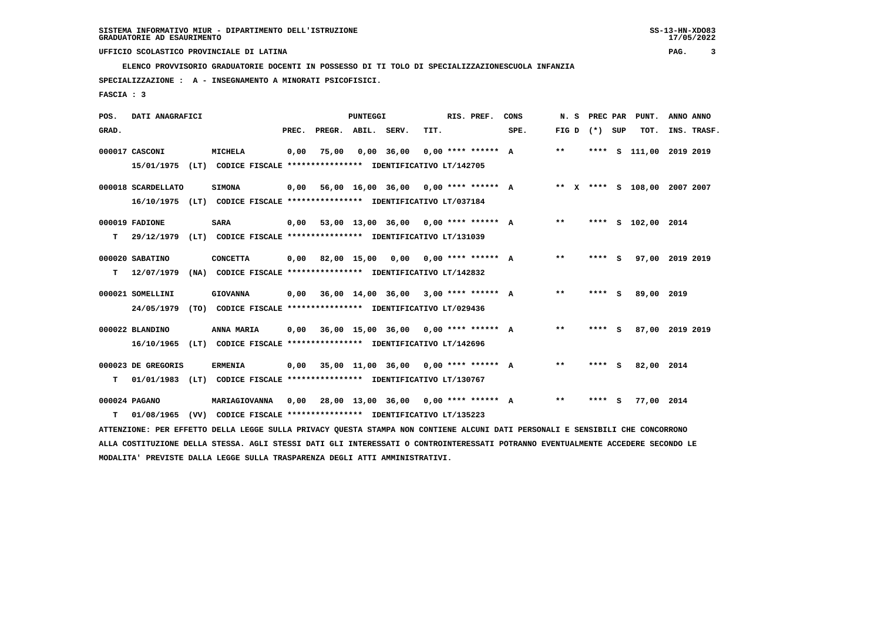SISTEMA INFORMATIVO MIUR - DIPARTIMENTO DELL'ISTRUZIONE
GRADUATORIE AD ESAURIMENTO

UFFICIO SCOLASTICO PROVINCIALE DI LATINA

ELENCO PROVVISORIO GRADUATORIE DOCENTI IN POSSESSO DI TI TOLO DI SPECIALIZZAZIONESCUOLA INFANZIA

SPECIALIZZAZIONE : A - INSEGNAMENTO A MINORATI PSICOFISICI.

FASCIA : 3

| POS. GRAD. | DATI ANAGRAFICI | | PREC. | PREGR. | ABIL. | SERV. | TIT. | RIS. PREF. | CONS SPE. | N. S FIG D | PREC PAR (*) SUP | PUNT. TOT. | ANNO INS. | ANNO TRASF. |
|---|---|---|---|---|---|---|---|---|---|---|---|---|---|---|
| 000017 | CASCONI | MICHELA | 0,00 | 75,00 | 0,00 | 36,00 | 0,00 | **** ****** | A | ** | **** S | 111,00 | 2019 | 2019 |
| | 15/01/1975 (LT) CODICE FISCALE **************** IDENTIFICATIVO LT/142705 | | | | | | | | | | | | | |
| 000018 | SCARDELLATO | SIMONA | 0,00 | 56,00 | 16,00 | 36,00 | 0,00 | **** ****** | A | ** X | **** S | 108,00 | 2007 | 2007 |
| | 16/10/1975 (LT) CODICE FISCALE **************** IDENTIFICATIVO LT/037184 | | | | | | | | | | | | | |
| 000019 | FADIONE | SARA | 0,00 | 53,00 | 13,00 | 36,00 | 0,00 | **** ****** | A | ** | **** S | 102,00 | 2014 | |
| T | 29/12/1979 (LT) CODICE FISCALE **************** IDENTIFICATIVO LT/131039 | | | | | | | | | | | | | |
| 000020 | SABATINO | CONCETTA | 0,00 | 82,00 | 15,00 | 0,00 | 0,00 | **** ****** | A | ** | **** S | 97,00 | 2019 | 2019 |
| T | 12/07/1979 (NA) CODICE FISCALE **************** IDENTIFICATIVO LT/142832 | | | | | | | | | | | | | |
| 000021 | SOMELLINI | GIOVANNA | 0,00 | 36,00 | 14,00 | 36,00 | 3,00 | **** ****** | A | ** | **** S | 89,00 | 2019 | |
| | 24/05/1979 (TO) CODICE FISCALE **************** IDENTIFICATIVO LT/029436 | | | | | | | | | | | | | |
| 000022 | BLANDINO | ANNA MARIA | 0,00 | 36,00 | 15,00 | 36,00 | 0,00 | **** ****** | A | ** | **** S | 87,00 | 2019 | 2019 |
| | 16/10/1965 (LT) CODICE FISCALE **************** IDENTIFICATIVO LT/142696 | | | | | | | | | | | | | |
| 000023 | DE GREGORIS | ERMENIA | 0,00 | 35,00 | 11,00 | 36,00 | 0,00 | **** ****** | A | ** | **** S | 82,00 | 2014 | |
| T | 01/01/1983 (LT) CODICE FISCALE **************** IDENTIFICATIVO LT/130767 | | | | | | | | | | | | | |
| 000024 | PAGANO | MARIAGIOVANNA | 0,00 | 28,00 | 13,00 | 36,00 | 0,00 | **** ****** | A | ** | **** S | 77,00 | 2014 | |
| T | 01/08/1965 (VV) CODICE FISCALE **************** IDENTIFICATIVO LT/135223 | | | | | | | | | | | | | |

ATTENZIONE: PER EFFETTO DELLA LEGGE SULLA PRIVACY QUESTA STAMPA NON CONTIENE ALCUNI DATI PERSONALI E SENSIBILI CHE CONCORRONO ALLA COSTITUZIONE DELLA STESSA. AGLI STESSI DATI GLI INTERESSATI O CONTROINTERESSATI POTRANNO EVENTUALMENTE ACCEDERE SECONDO LE MODALITA' PREVISTE DALLA LEGGE SULLA TRASPARENZA DEGLI ATTI AMMINISTRATIVI.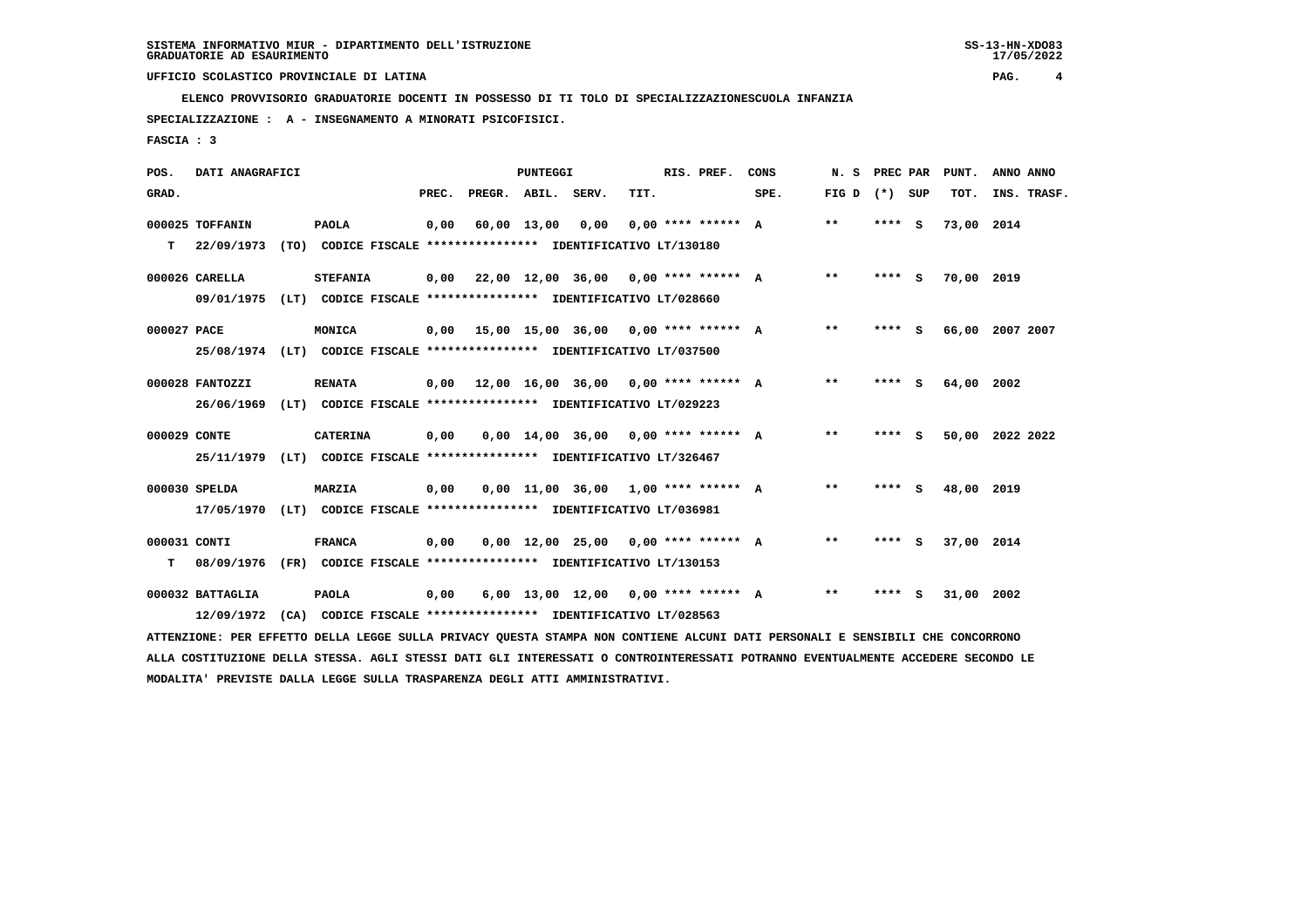SISTEMA INFORMATIVO MIUR - DIPARTIMENTO DELL'ISTRUZIONE
GRADUATORIE AD ESAURIMENTO

UFFICIO SCOLASTICO PROVINCIALE DI LATINA

ELENCO PROVVISORIO GRADUATORIE DOCENTI IN POSSESSO DI TI TOLO DI SPECIALIZZAZIONESCUOLA INFANZIA

SPECIALIZZAZIONE : A - INSEGNAMENTO A MINORATI PSICOFISICI.

FASCIA : 3

| POS. GRAD. | DATI ANAGRAFICI | | PREC. | PREGR. | ABIL. | SERV. | TIT. | RIS. PREF. | CONS SPE. | N. S FIG D | PREC PAR (*) | SUP | PUNT. TOT. | ANNO INS. | ANNO TRASF. |
|---|---|---|---|---|---|---|---|---|---|---|---|---|---|---|---|
| 000025 TOFFANIN | PAOLA | | 0,00 | 60,00 | 13,00 | 0,00 | 0,00 | **** ****** | A | ** | **** | S | 73,00 | 2014 | |
| T 22/09/1973 | (TO) CODICE FISCALE **************** | IDENTIFICATIVO LT/130180 | | | | | | | | | | | | | |
| 000026 CARELLA | STEFANIA | | 0,00 | 22,00 | 12,00 | 36,00 | 0,00 | **** ****** | A | ** | **** | S | 70,00 | 2019 | |
| 09/01/1975 | (LT) CODICE FISCALE **************** | IDENTIFICATIVO LT/028660 | | | | | | | | | | | | | |
| 000027 PACE | MONICA | | 0,00 | 15,00 | 15,00 | 36,00 | 0,00 | **** ****** | A | ** | **** | S | 66,00 | 2007 | 2007 |
| 25/08/1974 | (LT) CODICE FISCALE **************** | IDENTIFICATIVO LT/037500 | | | | | | | | | | | | | |
| 000028 FANTOZZI | RENATA | | 0,00 | 12,00 | 16,00 | 36,00 | 0,00 | **** ****** | A | ** | **** | S | 64,00 | 2002 | |
| 26/06/1969 | (LT) CODICE FISCALE **************** | IDENTIFICATIVO LT/029223 | | | | | | | | | | | | | |
| 000029 CONTE | CATERINA | | 0,00 | 0,00 | 14,00 | 36,00 | 0,00 | **** ****** | A | ** | **** | S | 50,00 | 2022 | 2022 |
| 25/11/1979 | (LT) CODICE FISCALE **************** | IDENTIFICATIVO LT/326467 | | | | | | | | | | | | | |
| 000030 SPELDA | MARZIA | | 0,00 | 0,00 | 11,00 | 36,00 | 1,00 | **** ****** | A | ** | **** | S | 48,00 | 2019 | |
| 17/05/1970 | (LT) CODICE FISCALE **************** | IDENTIFICATIVO LT/036981 | | | | | | | | | | | | | |
| 000031 CONTI | FRANCA | | 0,00 | 0,00 | 12,00 | 25,00 | 0,00 | **** ****** | A | ** | **** | S | 37,00 | 2014 | |
| T 08/09/1976 | (FR) CODICE FISCALE **************** | IDENTIFICATIVO LT/130153 | | | | | | | | | | | | | |
| 000032 BATTAGLIA | PAOLA | | 0,00 | 6,00 | 13,00 | 12,00 | 0,00 | **** ****** | A | ** | **** | S | 31,00 | 2002 | |
| 12/09/1972 | (CA) CODICE FISCALE **************** | IDENTIFICATIVO LT/028563 | | | | | | | | | | | | | |

ATTENZIONE: PER EFFETTO DELLA LEGGE SULLA PRIVACY QUESTA STAMPA NON CONTIENE ALCUNI DATI PERSONALI E SENSIBILI CHE CONCORRONO ALLA COSTITUZIONE DELLA STESSA. AGLI STESSI DATI GLI INTERESSATI O CONTROINTERESSATI POTRANNO EVENTUALMENTE ACCEDERE SECONDO LE MODALITA' PREVISTE DALLA LEGGE SULLA TRASPARENZA DEGLI ATTI AMMINISTRATIVI.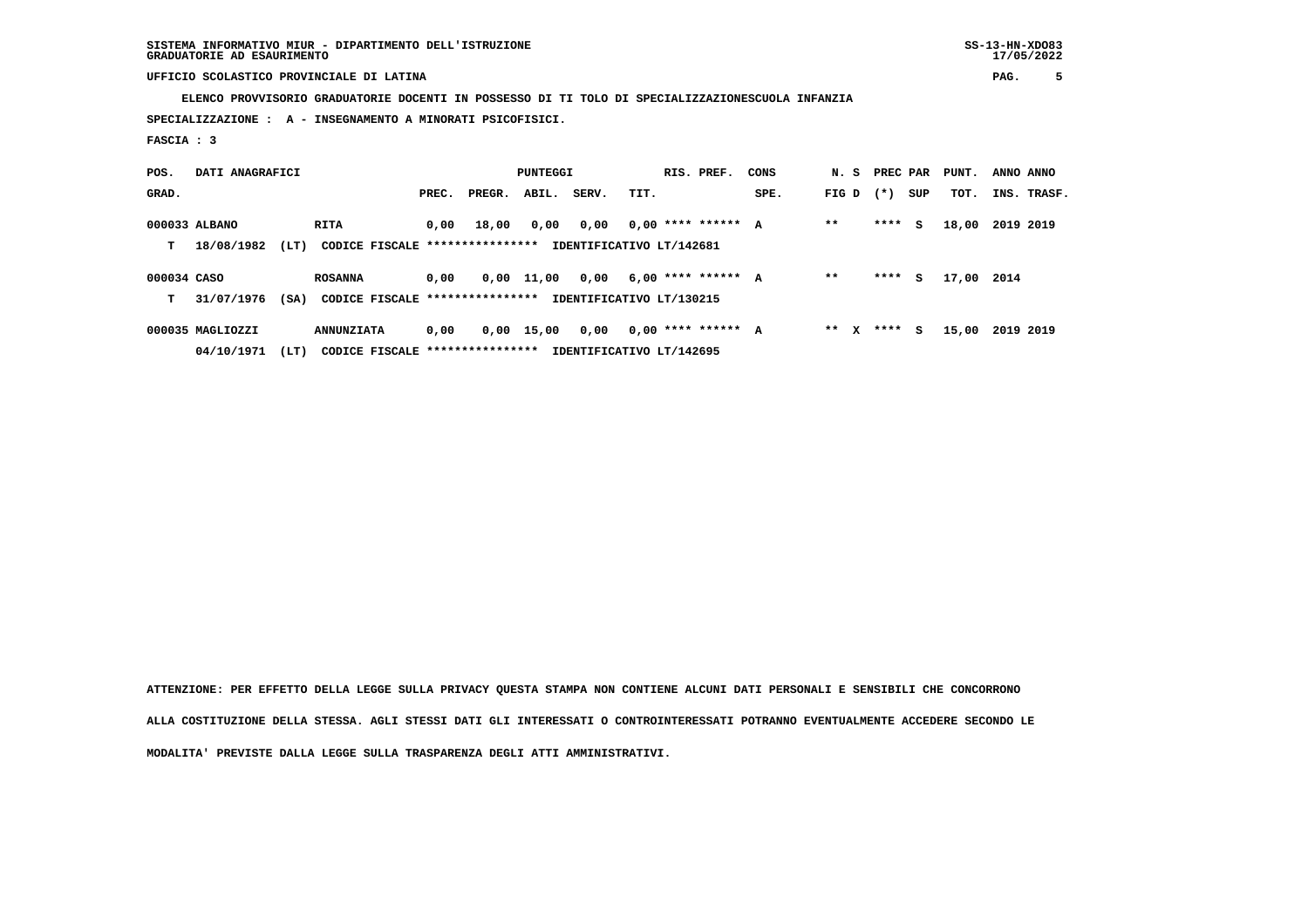SISTEMA INFORMATIVO MIUR - DIPARTIMENTO DELL'ISTRUZIONE
GRADUATORIE AD ESAURIMENTO

UFFICIO SCOLASTICO PROVINCIALE DI LATINA

ELENCO PROVVISORIO GRADUATORIE DOCENTI IN POSSESSO DI TI TOLO DI SPECIALIZZAZIONESCUOLA INFANZIA

SPECIALIZZAZIONE : A - INSEGNAMENTO A MINORATI PSICOFISICI.

FASCIA : 3

| POS. GRAD. | DATI ANAGRAFICI | | PREC. | PREGR. | ABIL. | SERV. | TIT. | RIS. PREF. | CONS SPE. | N. S FIG D | PREC PAR (*) SUP | PUNT. TOT. | ANNO INS. | ANNO TRASF. |
|---|---|---|---|---|---|---|---|---|---|---|---|---|---|---|
| 000033 | ALBANO | RITA | 0,00 | 18,00 | 0,00 | 0,00 | 0,00 | **** ****** | A | ** | **** S | 18,00 | 2019 | 2019 |
| T | 18/08/1982 (LT) | CODICE FISCALE **************** IDENTIFICATIVO LT/142681 | | | | | | | | | | | | |
| 000034 | CASO | ROSANNA | 0,00 | 0,00 | 11,00 | 0,00 | 6,00 | **** ****** | A | ** | **** S | 17,00 | 2014 | |
| T | 31/07/1976 (SA) | CODICE FISCALE **************** IDENTIFICATIVO LT/130215 | | | | | | | | | | | | |
| 000035 | MAGLIOZZI | ANNUNZIATA | 0,00 | 0,00 | 15,00 | 0,00 | 0,00 | **** ****** | A | ** X | **** S | 15,00 | 2019 | 2019 |
| | 04/10/1971 (LT) | CODICE FISCALE **************** IDENTIFICATIVO LT/142695 | | | | | | | | | | | | |

ATTENZIONE: PER EFFETTO DELLA LEGGE SULLA PRIVACY QUESTA STAMPA NON CONTIENE ALCUNI DATI PERSONALI E SENSIBILI CHE CONCORRONO ALLA COSTITUZIONE DELLA STESSA. AGLI STESSI DATI GLI INTERESSATI O CONTROINTERESSATI POTRANNO EVENTUALMENTE ACCEDERE SECONDO LE MODALITA' PREVISTE DALLA LEGGE SULLA TRASPARENZA DEGLI ATTI AMMINISTRATIVI.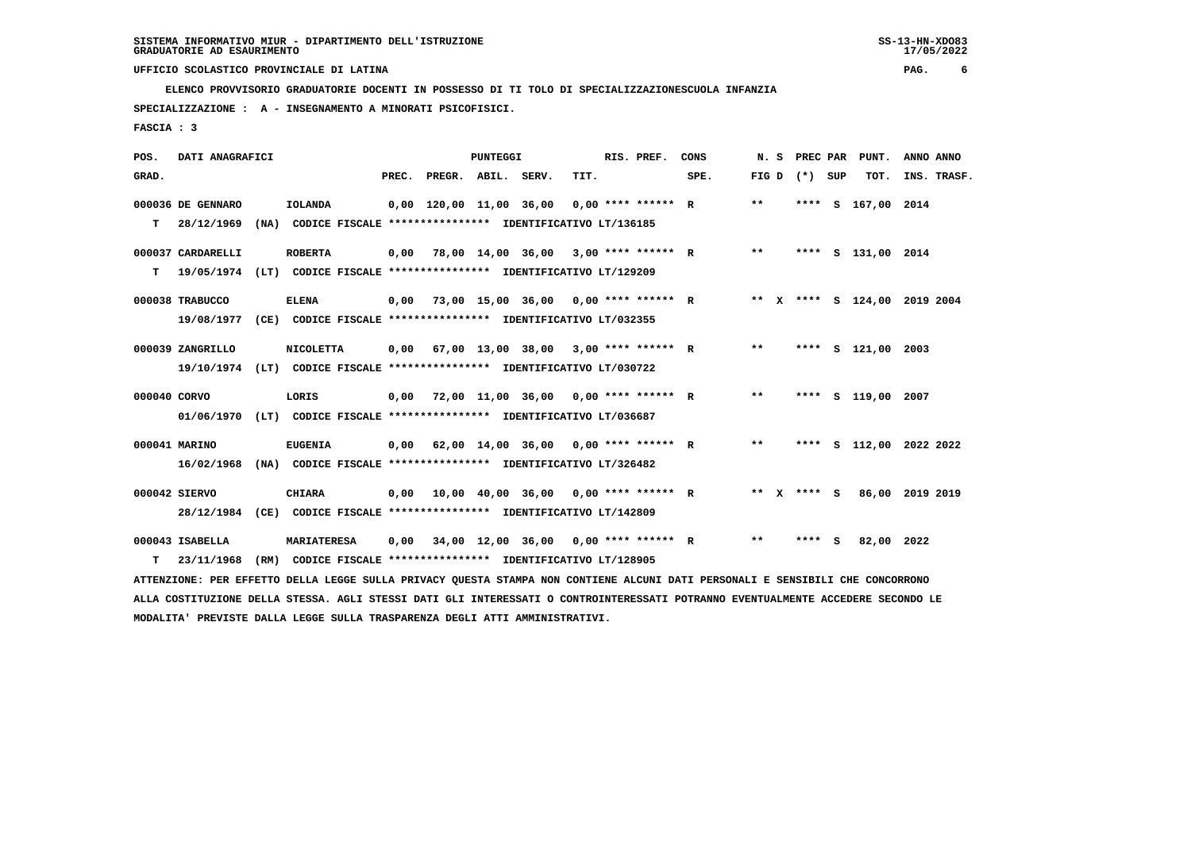SISTEMA INFORMATIVO MIUR - DIPARTIMENTO DELL'ISTRUZIONE
GRADUATORIE AD ESAURIMENTO

UFFICIO SCOLASTICO PROVINCIALE DI LATINA

ELENCO PROVVISORIO GRADUATORIE DOCENTI IN POSSESSO DI TI TOLO DI SPECIALIZZAZIONESCUOLA INFANZIA

SPECIALIZZAZIONE : A - INSEGNAMENTO A MINORATI PSICOFISICI.

FASCIA : 3

| POS. GRAD. | DATI ANAGRAFICI | | PREC. | PREGR. | ABIL. | SERV. | TIT. | RIS. PREF. | CONS SPE. | N. S FIG D | PREC (*) | PAR SUP | PUNT. TOT. | ANNO INS. | ANNO TRASF. |
|---|---|---|---|---|---|---|---|---|---|---|---|---|---|---|---|
| 000036 | DE GENNARO | IOLANDA | 0,00 | 120,00 | 11,00 | 36,00 | 0,00 | **** ****** | R | ** | **** | S | 167,00 | 2014 | |
| T | 28/12/1969 (NA) | CODICE FISCALE **************** IDENTIFICATIVO LT/136185 | | | | | | | | | | | | | |
| 000037 | CARDARELLI | ROBERTA | 0,00 | 78,00 | 14,00 | 36,00 | 3,00 | **** ****** | R | ** | **** | S | 131,00 | 2014 | |
| T | 19/05/1974 (LT) | CODICE FISCALE **************** IDENTIFICATIVO LT/129209 | | | | | | | | | | | | | |
| 000038 | TRABUCCO | ELENA | 0,00 | 73,00 | 15,00 | 36,00 | 0,00 | **** ****** | R | ** X | **** | S | 124,00 | 2019 | 2004 |
| | 19/08/1977 (CE) | CODICE FISCALE **************** IDENTIFICATIVO LT/032355 | | | | | | | | | | | | | |
| 000039 | ZANGRILLO | NICOLETTA | 0,00 | 67,00 | 13,00 | 38,00 | 3,00 | **** ****** | R | ** | **** | S | 121,00 | 2003 | |
| | 19/10/1974 (LT) | CODICE FISCALE **************** IDENTIFICATIVO LT/030722 | | | | | | | | | | | | | |
| 000040 | CORVO | LORIS | 0,00 | 72,00 | 11,00 | 36,00 | 0,00 | **** ****** | R | ** | **** | S | 119,00 | 2007 | |
| | 01/06/1970 (LT) | CODICE FISCALE **************** IDENTIFICATIVO LT/036687 | | | | | | | | | | | | | |
| 000041 | MARINO | EUGENIA | 0,00 | 62,00 | 14,00 | 36,00 | 0,00 | **** ****** | R | ** | **** | S | 112,00 | 2022 | 2022 |
| | 16/02/1968 (NA) | CODICE FISCALE **************** IDENTIFICATIVO LT/326482 | | | | | | | | | | | | | |
| 000042 | SIERVO | CHIARA | 0,00 | 10,00 | 40,00 | 36,00 | 0,00 | **** ****** | R | ** X | **** | S | 86,00 | 2019 | 2019 |
| | 28/12/1984 (CE) | CODICE FISCALE **************** IDENTIFICATIVO LT/142809 | | | | | | | | | | | | | |
| 000043 | ISABELLA | MARIATERESA | 0,00 | 34,00 | 12,00 | 36,00 | 0,00 | **** ****** | R | ** | **** | S | 82,00 | 2022 | |
| T | 23/11/1968 (RM) | CODICE FISCALE **************** IDENTIFICATIVO LT/128905 | | | | | | | | | | | | | |

ATTENZIONE: PER EFFETTO DELLA LEGGE SULLA PRIVACY QUESTA STAMPA NON CONTIENE ALCUNI DATI PERSONALI E SENSIBILI CHE CONCORRONO ALLA COSTITUZIONE DELLA STESSA. AGLI STESSI DATI GLI INTERESSATI O CONTROINTERESSATI POTRANNO EVENTUALMENTE ACCEDERE SECONDO LE MODALITA' PREVISTE DALLA LEGGE SULLA TRASPARENZA DEGLI ATTI AMMINISTRATIVI.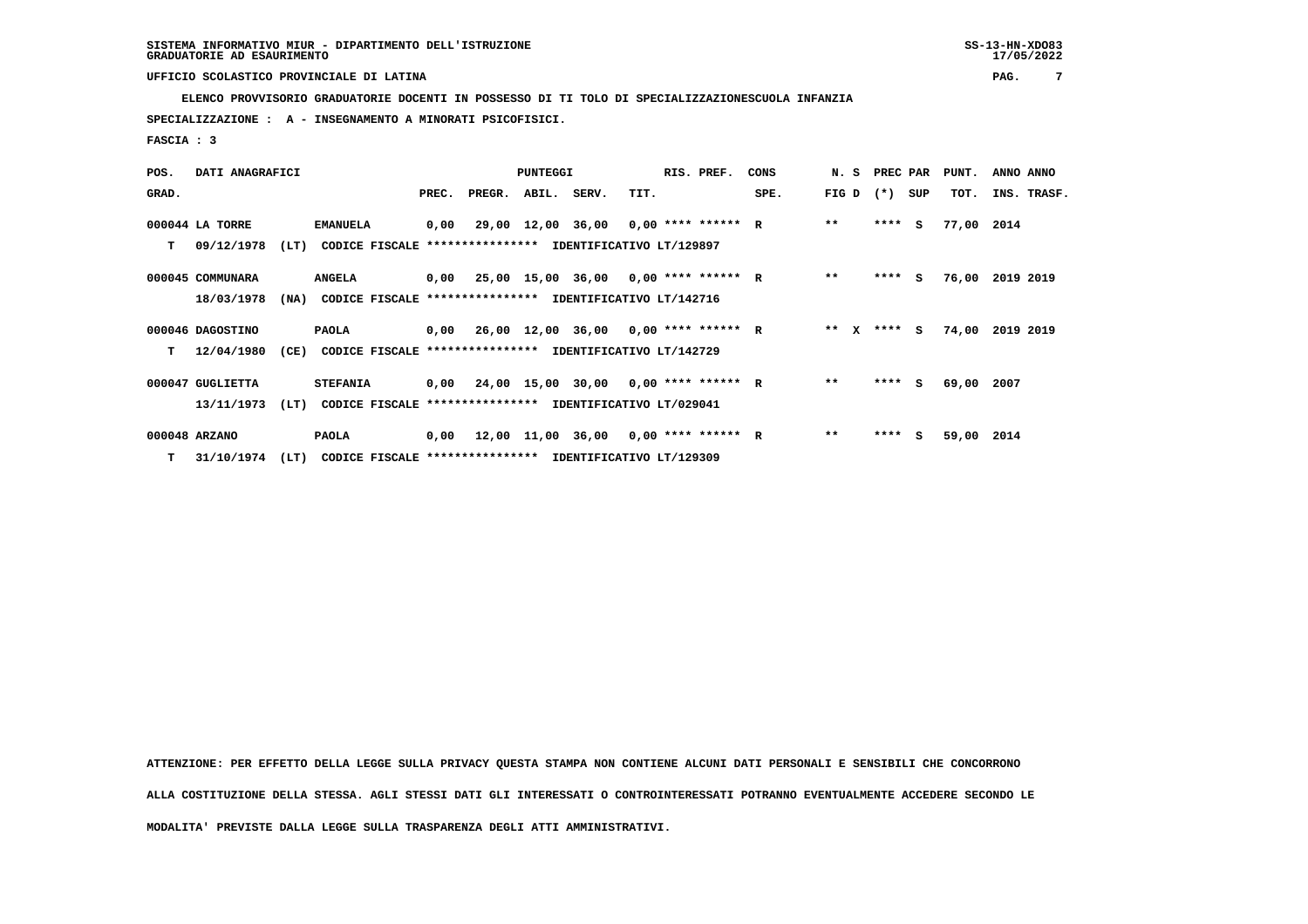SISTEMA INFORMATIVO MIUR - DIPARTIMENTO DELL'ISTRUZIONE
GRADUATORIE AD ESAURIMENTO

UFFICIO SCOLASTICO PROVINCIALE DI LATINA

**ELENCO PROVVISORIO GRADUATORIE DOCENTI IN POSSESSO DI TI TOLO DI SPECIALIZZAZIONESCUOLA INFANZIA**

**SPECIALIZZAZIONE : A - INSEGNAMENTO A MINORATI PSICOFISICI.**

**FASCIA : 3**

| POS. GRAD. | DATI ANAGRAFICI | | PREC. | PREGR. | ABIL. | SERV. | TIT. | RIS. PREF. | CONS SPE. | N. S FIG D | PREC PAR (*) SUP | PUNT. TOT. | ANNO INS. | ANNO TRASF. |
|---|---|---|---|---|---|---|---|---|---|---|---|---|---|---|
| 000044 | LA TORRE | EMANUELA | 0,00 | 29,00 | 12,00 | 36,00 | 0,00 | **** ****** | R | ** | **** S | 77,00 | 2014 | |
| T | 09/12/1978 (LT) | CODICE FISCALE **************** IDENTIFICATIVO LT/129897 | | | | | | | | | | | | |
| 000045 | COMMUNARA | ANGELA | 0,00 | 25,00 | 15,00 | 36,00 | 0,00 | **** ****** | R | ** | **** S | 76,00 | 2019 | 2019 |
| | 18/03/1978 (NA) | CODICE FISCALE **************** IDENTIFICATIVO LT/142716 | | | | | | | | | | | | |
| 000046 | DAGOSTINO | PAOLA | 0,00 | 26,00 | 12,00 | 36,00 | 0,00 | **** ****** | R | ** X | **** S | 74,00 | 2019 | 2019 |
| T | 12/04/1980 (CE) | CODICE FISCALE **************** IDENTIFICATIVO LT/142729 | | | | | | | | | | | | |
| 000047 | GUGLIETTA | STEFANIA | 0,00 | 24,00 | 15,00 | 30,00 | 0,00 | **** ****** | R | ** | **** S | 69,00 | 2007 | |
| | 13/11/1973 (LT) | CODICE FISCALE **************** IDENTIFICATIVO LT/029041 | | | | | | | | | | | | |
| 000048 | ARZANO | PAOLA | 0,00 | 12,00 | 11,00 | 36,00 | 0,00 | **** ****** | R | ** | **** S | 59,00 | 2014 | |
| T | 31/10/1974 (LT) | CODICE FISCALE **************** IDENTIFICATIVO LT/129309 | | | | | | | | | | | | |

ATTENZIONE: PER EFFETTO DELLA LEGGE SULLA PRIVACY QUESTA STAMPA NON CONTIENE ALCUNI DATI PERSONALI E SENSIBILI CHE CONCORRONO ALLA COSTITUZIONE DELLA STESSA. AGLI STESSI DATI GLI INTERESSATI O CONTROINTERESSATI POTRANNO EVENTUALMENTE ACCEDERE SECONDO LE MODALITA' PREVISTE DALLA LEGGE SULLA TRASPARENZA DEGLI ATTI AMMINISTRATIVI.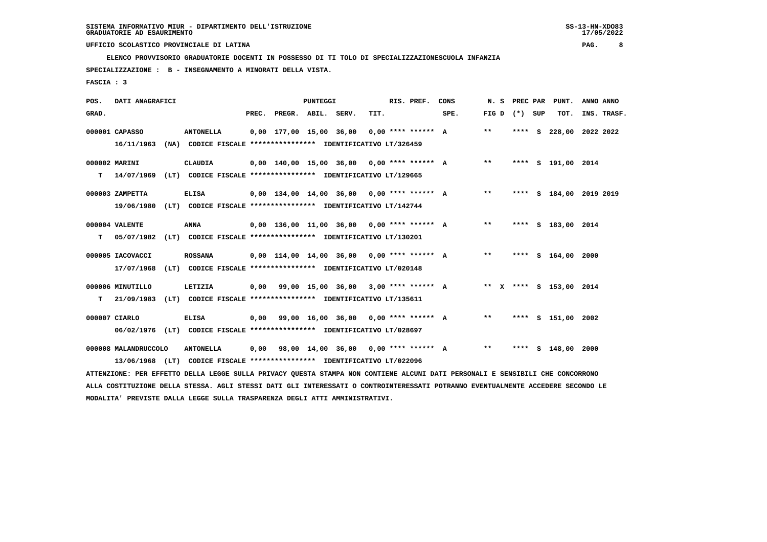SISTEMA INFORMATIVO MIUR - DIPARTIMENTO DELL'ISTRUZIONE
GRADUATORIE AD ESAURIMENTO

UFFICIO SCOLASTICO PROVINCIALE DI LATINA

ELENCO PROVVISORIO GRADUATORIE DOCENTI IN POSSESSO DI TI TOLO DI SPECIALIZZAZIONESCUOLA INFANZIA

SPECIALIZZAZIONE : B - INSEGNAMENTO A MINORATI DELLA VISTA.

FASCIA : 3

| POS. GRAD. | DATI ANAGRAFICI | | PREC. | PREGR. | ABIL. | SERV. | TIT. | RIS. PREF. | CONS SPE. | N. S FIG D | PREC PAR (*) | SUP | PUNT. TOT. | ANNO INS. | ANNO TRASF. |
|---|---|---|---|---|---|---|---|---|---|---|---|---|---|---|---|
| 000001 | CAPASSO | ANTONELLA | 0,00 | 177,00 | 15,00 | 36,00 | 0,00 | **** ****** | A | ** | **** | S | 228,00 | 2022 | 2022 |
| | 16/11/1963 (NA) CODICE FISCALE **************** IDENTIFICATIVO LT/326459 | | | | | | | | | | | | | | |
| 000002 | MARINI | CLAUDIA | 0,00 | 140,00 | 15,00 | 36,00 | 0,00 | **** ****** | A | ** | **** | S | 191,00 | 2014 | |
| T | 14/07/1969 (LT) CODICE FISCALE **************** IDENTIFICATIVO LT/129665 | | | | | | | | | | | | | | |
| 000003 | ZAMPETTA | ELISA | 0,00 | 134,00 | 14,00 | 36,00 | 0,00 | **** ****** | A | ** | **** | S | 184,00 | 2019 | 2019 |
| | 19/06/1980 (LT) CODICE FISCALE **************** IDENTIFICATIVO LT/142744 | | | | | | | | | | | | | | |
| 000004 | VALENTE | ANNA | 0,00 | 136,00 | 11,00 | 36,00 | 0,00 | **** ****** | A | ** | **** | S | 183,00 | 2014 | |
| T | 05/07/1982 (LT) CODICE FISCALE **************** IDENTIFICATIVO LT/130201 | | | | | | | | | | | | | | |
| 000005 | IACOVACCI | ROSSANA | 0,00 | 114,00 | 14,00 | 36,00 | 0,00 | **** ****** | A | ** | **** | S | 164,00 | 2000 | |
| | 17/07/1968 (LT) CODICE FISCALE **************** IDENTIFICATIVO LT/020148 | | | | | | | | | | | | | | |
| 000006 | MINUTILLO | LETIZIA | 0,00 | 99,00 | 15,00 | 36,00 | 3,00 | **** ****** | A | ** X | **** | S | 153,00 | 2014 | |
| T | 21/09/1983 (LT) CODICE FISCALE **************** IDENTIFICATIVO LT/135611 | | | | | | | | | | | | | | |
| 000007 | CIARLO | ELISA | 0,00 | 99,00 | 16,00 | 36,00 | 0,00 | **** ****** | A | ** | **** | S | 151,00 | 2002 | |
| | 06/02/1976 (LT) CODICE FISCALE **************** IDENTIFICATIVO LT/028697 | | | | | | | | | | | | | | |
| 000008 | MALANDRUCCOLO | ANTONELLA | 0,00 | 98,00 | 14,00 | 36,00 | 0,00 | **** ****** | A | ** | **** | S | 148,00 | 2000 | |
| | 13/06/1968 (LT) CODICE FISCALE **************** IDENTIFICATIVO LT/022096 | | | | | | | | | | | | | | |

ATTENZIONE: PER EFFETTO DELLA LEGGE SULLA PRIVACY QUESTA STAMPA NON CONTIENE ALCUNI DATI PERSONALI E SENSIBILI CHE CONCORRONO ALLA COSTITUZIONE DELLA STESSA. AGLI STESSI DATI GLI INTERESSATI O CONTROINTERESSATI POTRANNO EVENTUALMENTE ACCEDERE SECONDO LE MODALITA' PREVISTE DALLA LEGGE SULLA TRASPARENZA DEGLI ATTI AMMINISTRATIVI.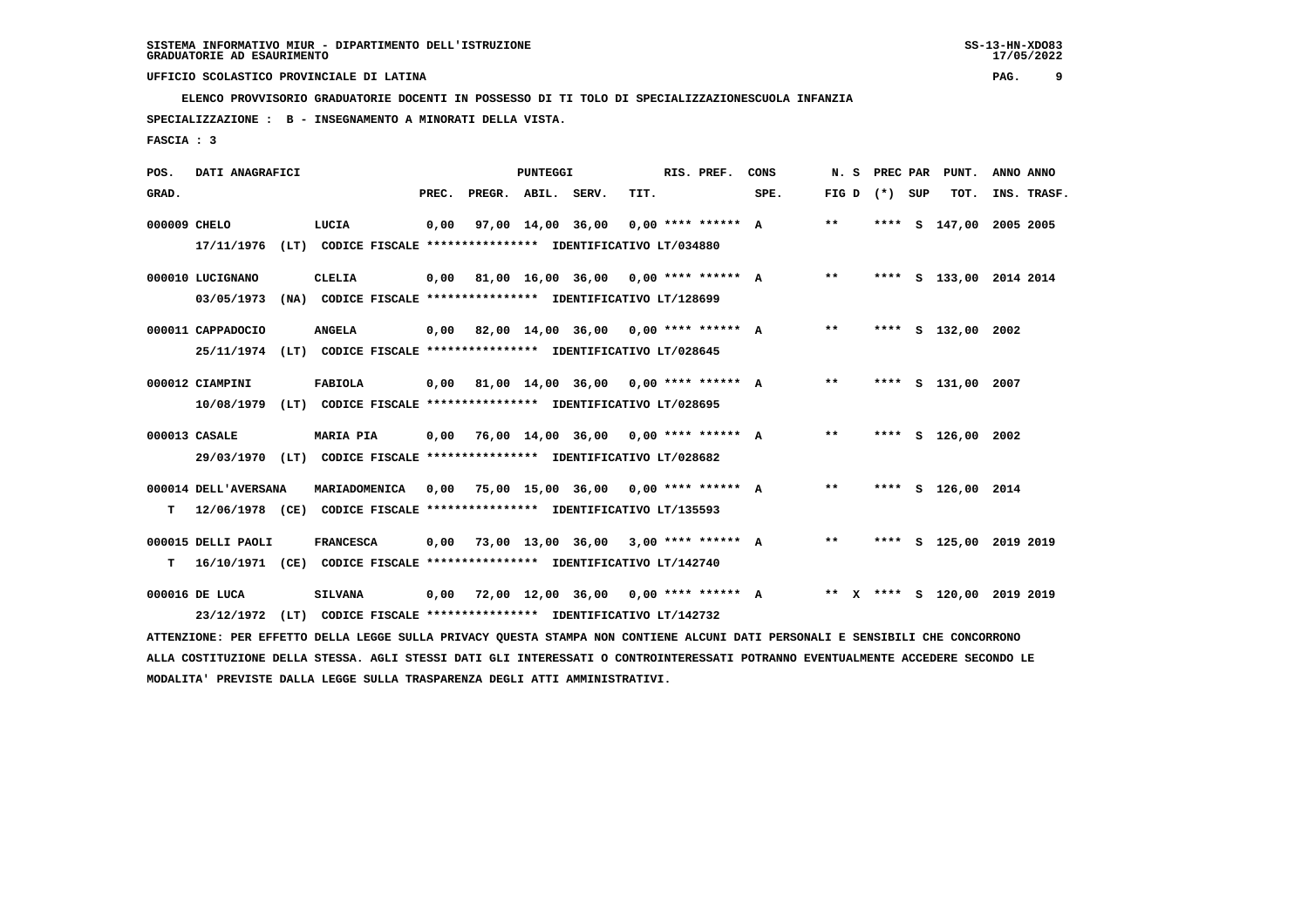SISTEMA INFORMATIVO MIUR - DIPARTIMENTO DELL'ISTRUZIONE
GRADUATORIE AD ESAURIMENTO

UFFICIO SCOLASTICO PROVINCIALE DI LATINA

**ELENCO PROVVISORIO GRADUATORIE DOCENTI IN POSSESSO DI TI TOLO DI SPECIALIZZAZIONESCUOLA INFANZIA**

**SPECIALIZZAZIONE : B - INSEGNAMENTO A MINORATI DELLA VISTA.**

**FASCIA : 3**

| POS. GRAD. | DATI ANAGRAFICI | | PREC. | PUNTEGGI PREGR. | ABIL. | SERV. | TIT. | RIS. PREF. | CONS SPE. | N. S FIG D | PREC PAR (*) | SUP | PUNT. TOT. | ANNO INS. | ANNO TRASF. |
|---|---|---|---|---|---|---|---|---|---|---|---|---|---|---|---|
| 000009 | CHELO | LUCIA | 0,00 | 97,00 | 14,00 | 36,00 | 0,00 | **** ****** | A | ** | **** | S | 147,00 | 2005 | 2005 |
| | 17/11/1976 (LT) CODICE FISCALE **************** IDENTIFICATIVO LT/034880 | | | | | | | | | | | | | | |
| 000010 | LUCIGNANO | CLELIA | 0,00 | 81,00 | 16,00 | 36,00 | 0,00 | **** ****** | A | ** | **** | S | 133,00 | 2014 | 2014 |
| | 03/05/1973 (NA) CODICE FISCALE **************** IDENTIFICATIVO LT/128699 | | | | | | | | | | | | | | |
| 000011 | CAPPADOCIO | ANGELA | 0,00 | 82,00 | 14,00 | 36,00 | 0,00 | **** ****** | A | ** | **** | S | 132,00 | 2002 | |
| | 25/11/1974 (LT) CODICE FISCALE **************** IDENTIFICATIVO LT/028645 | | | | | | | | | | | | | | |
| 000012 | CIAMPINI | FABIOLA | 0,00 | 81,00 | 14,00 | 36,00 | 0,00 | **** ****** | A | ** | **** | S | 131,00 | 2007 | |
| | 10/08/1979 (LT) CODICE FISCALE **************** IDENTIFICATIVO LT/028695 | | | | | | | | | | | | | | |
| 000013 | CASALE | MARIA PIA | 0,00 | 76,00 | 14,00 | 36,00 | 0,00 | **** ****** | A | ** | **** | S | 126,00 | 2002 | |
| | 29/03/1970 (LT) CODICE FISCALE **************** IDENTIFICATIVO LT/028682 | | | | | | | | | | | | | | |
| 000014 | DELL'AVERSANA | MARIADOMENICA | 0,00 | 75,00 | 15,00 | 36,00 | 0,00 | **** ****** | A | ** | **** | S | 126,00 | 2014 | |
| T | 12/06/1978 (CE) CODICE FISCALE **************** IDENTIFICATIVO LT/135593 | | | | | | | | | | | | | | |
| 000015 | DELLI PAOLI | FRANCESCA | 0,00 | 73,00 | 13,00 | 36,00 | 3,00 | **** ****** | A | ** | **** | S | 125,00 | 2019 | 2019 |
| T | 16/10/1971 (CE) CODICE FISCALE **************** IDENTIFICATIVO LT/142740 | | | | | | | | | | | | | | |
| 000016 | DE LUCA | SILVANA | 0,00 | 72,00 | 12,00 | 36,00 | 0,00 | **** ****** | A | ** X | **** | S | 120,00 | 2019 | 2019 |
| | 23/12/1972 (LT) CODICE FISCALE **************** IDENTIFICATIVO LT/142732 | | | | | | | | | | | | | | |

ATTENZIONE: PER EFFETTO DELLA LEGGE SULLA PRIVACY QUESTA STAMPA NON CONTIENE ALCUNI DATI PERSONALI E SENSIBILI CHE CONCORRONO ALLA COSTITUZIONE DELLA STESSA. AGLI STESSI DATI GLI INTERESSATI O CONTROINTERESSATI POTRANNO EVENTUALMENTE ACCEDERE SECONDO LE MODALITA' PREVISTE DALLA LEGGE SULLA TRASPARENZA DEGLI ATTI AMMINISTRATIVI.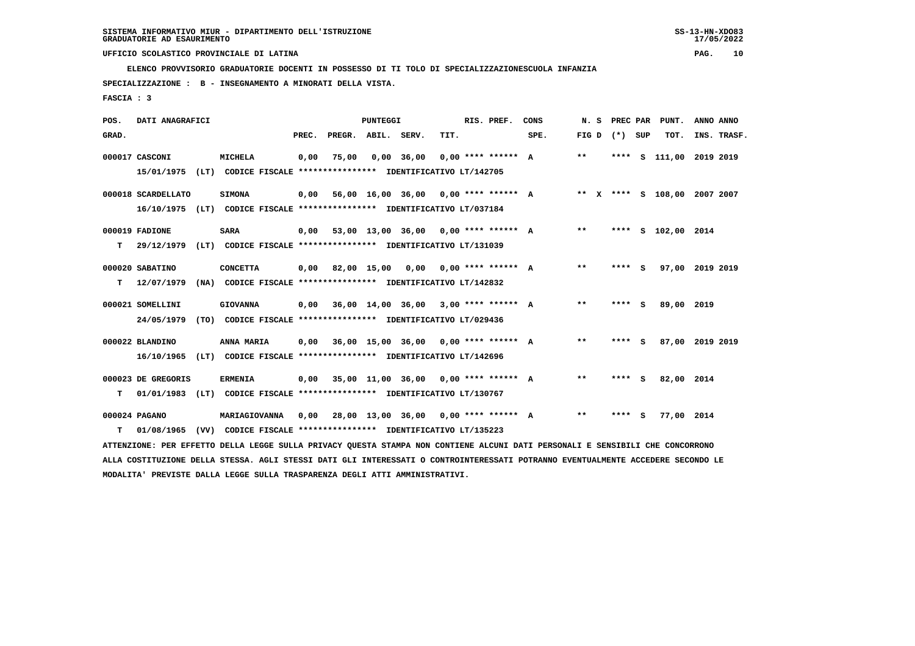SISTEMA INFORMATIVO MIUR - DIPARTIMENTO DELL'ISTRUZIONE
GRADUATORIE AD ESAURIMENTO

UFFICIO SCOLASTICO PROVINCIALE DI LATINA

ELENCO PROVVISORIO GRADUATORIE DOCENTI IN POSSESSO DI TI TOLO DI SPECIALIZZAZIONESCUOLA INFANZIA

SPECIALIZZAZIONE : B - INSEGNAMENTO A MINORATI DELLA VISTA.

FASCIA : 3

| POS. GRAD. | DATI ANAGRAFICI | | PREC. | PREGR. | ABIL. | SERV. | TIT. | RIS. PREF. | CONS SPE. | N. S FIG D | PREC PAR (*) | SUP | PUNT. TOT. | ANNO INS. | ANNO TRASF. |
|---|---|---|---|---|---|---|---|---|---|---|---|---|---|---|---|
| 000017 | CASCONI | MICHELA | 0,00 | 75,00 | 0,00 | 36,00 | 0,00 | **** ****** | A | ** | **** | S | 111,00 | 2019 | 2019 |
| | 15/01/1975 (LT) CODICE FISCALE **************** IDENTIFICATIVO LT/142705 | | | | | | | | | | | | | | |
| 000018 | SCARDELLATO | SIMONA | 0,00 | 56,00 | 16,00 | 36,00 | 0,00 | **** ****** | A | ** X | **** | S | 108,00 | 2007 | 2007 |
| | 16/10/1975 (LT) CODICE FISCALE **************** IDENTIFICATIVO LT/037184 | | | | | | | | | | | | | | |
| 000019 | FADIONE | SARA | 0,00 | 53,00 | 13,00 | 36,00 | 0,00 | **** ****** | A | ** | **** | S | 102,00 | 2014 | |
| T | 29/12/1979 (LT) CODICE FISCALE **************** IDENTIFICATIVO LT/131039 | | | | | | | | | | | | | | |
| 000020 | SABATINO | CONCETTA | 0,00 | 82,00 | 15,00 | 0,00 | 0,00 | **** ****** | A | ** | **** | S | 97,00 | 2019 | 2019 |
| T | 12/07/1979 (NA) CODICE FISCALE **************** IDENTIFICATIVO LT/142832 | | | | | | | | | | | | | | |
| 000021 | SOMELLINI | GIOVANNA | 0,00 | 36,00 | 14,00 | 36,00 | 3,00 | **** ****** | A | ** | **** | S | 89,00 | 2019 | |
| | 24/05/1979 (TO) CODICE FISCALE **************** IDENTIFICATIVO LT/029436 | | | | | | | | | | | | | | |
| 000022 | BLANDINO | ANNA MARIA | 0,00 | 36,00 | 15,00 | 36,00 | 0,00 | **** ****** | A | ** | **** | S | 87,00 | 2019 | 2019 |
| | 16/10/1965 (LT) CODICE FISCALE **************** IDENTIFICATIVO LT/142696 | | | | | | | | | | | | | | |
| 000023 | DE GREGORIS | ERMENIA | 0,00 | 35,00 | 11,00 | 36,00 | 0,00 | **** ****** | A | ** | **** | S | 82,00 | 2014 | |
| T | 01/01/1983 (LT) CODICE FISCALE **************** IDENTIFICATIVO LT/130767 | | | | | | | | | | | | | | |
| 000024 | PAGANO | MARIAGIOVANNA | 0,00 | 28,00 | 13,00 | 36,00 | 0,00 | **** ****** | A | ** | **** | S | 77,00 | 2014 | |
| T | 01/08/1965 (VV) CODICE FISCALE **************** IDENTIFICATIVO LT/135223 | | | | | | | | | | | | | | |

ATTENZIONE: PER EFFETTO DELLA LEGGE SULLA PRIVACY QUESTA STAMPA NON CONTIENE ALCUNI DATI PERSONALI E SENSIBILI CHE CONCORRONO ALLA COSTITUZIONE DELLA STESSA. AGLI STESSI DATI GLI INTERESSATI O CONTROINTERESSATI POTRANNO EVENTUALMENTE ACCEDERE SECONDO LE MODALITA' PREVISTE DALLA LEGGE SULLA TRASPARENZA DEGLI ATTI AMMINISTRATIVI.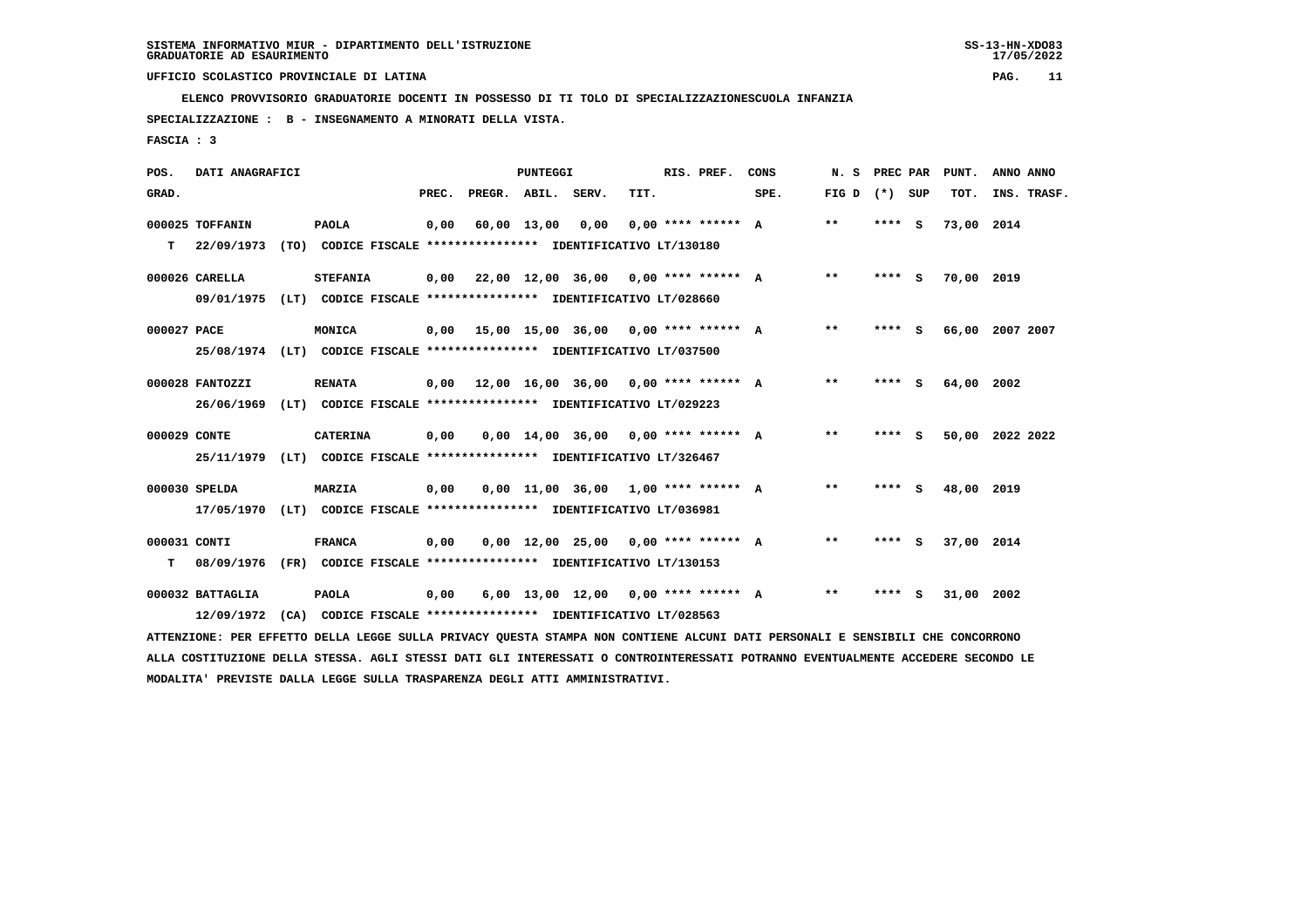SISTEMA INFORMATIVO MIUR - DIPARTIMENTO DELL'ISTRUZIONE
GRADUATORIE AD ESAURIMENTO

UFFICIO SCOLASTICO PROVINCIALE DI LATINA

ELENCO PROVVISORIO GRADUATORIE DOCENTI IN POSSESSO DI TI TOLO DI SPECIALIZZAZIONESCUOLA INFANZIA

SPECIALIZZAZIONE : B - INSEGNAMENTO A MINORATI DELLA VISTA.

FASCIA : 3

| POS. GRAD. | DATI ANAGRAFICI | | PREC. | PREGR. | ABIL. | SERV. | TIT. | RIS. PREF. | CONS SPE. | N. S FIG D | PREC PAR (*) | SUP | PUNT. TOT. | ANNO INS. | ANNO TRASF. |
|---|---|---|---|---|---|---|---|---|---|---|---|---|---|---|---|
| 000025 | TOFFANIN | PAOLA | 0,00 | 60,00 | 13,00 | 0,00 | 0,00 | **** ****** | A | ** | **** | S | 73,00 | 2014 | |
| T | 22/09/1973 (TO) CODICE FISCALE **************** IDENTIFICATIVO LT/130180 | | | | | | | | | | | | | | |
| 000026 | CARELLA | STEFANIA | 0,00 | 22,00 | 12,00 | 36,00 | 0,00 | **** ****** | A | ** | **** | S | 70,00 | 2019 | |
| | 09/01/1975 (LT) CODICE FISCALE **************** IDENTIFICATIVO LT/028660 | | | | | | | | | | | | | | |
| 000027 | PACE | MONICA | 0,00 | 15,00 | 15,00 | 36,00 | 0,00 | **** ****** | A | ** | **** | S | 66,00 | 2007 | 2007 |
| | 25/08/1974 (LT) CODICE FISCALE **************** IDENTIFICATIVO LT/037500 | | | | | | | | | | | | | | |
| 000028 | FANTOZZI | RENATA | 0,00 | 12,00 | 16,00 | 36,00 | 0,00 | **** ****** | A | ** | **** | S | 64,00 | 2002 | |
| | 26/06/1969 (LT) CODICE FISCALE **************** IDENTIFICATIVO LT/029223 | | | | | | | | | | | | | | |
| 000029 | CONTE | CATERINA | 0,00 | 0,00 | 14,00 | 36,00 | 0,00 | **** ****** | A | ** | **** | S | 50,00 | 2022 | 2022 |
| | 25/11/1979 (LT) CODICE FISCALE **************** IDENTIFICATIVO LT/326467 | | | | | | | | | | | | | | |
| 000030 | SPELDA | MARZIA | 0,00 | 0,00 | 11,00 | 36,00 | 1,00 | **** ****** | A | ** | **** | S | 48,00 | 2019 | |
| | 17/05/1970 (LT) CODICE FISCALE **************** IDENTIFICATIVO LT/036981 | | | | | | | | | | | | | | |
| 000031 | CONTI | FRANCA | 0,00 | 0,00 | 12,00 | 25,00 | 0,00 | **** ****** | A | ** | **** | S | 37,00 | 2014 | |
| T | 08/09/1976 (FR) CODICE FISCALE **************** IDENTIFICATIVO LT/130153 | | | | | | | | | | | | | | |
| 000032 | BATTAGLIA | PAOLA | 0,00 | 6,00 | 13,00 | 12,00 | 0,00 | **** ****** | A | ** | **** | S | 31,00 | 2002 | |
| | 12/09/1972 (CA) CODICE FISCALE **************** IDENTIFICATIVO LT/028563 | | | | | | | | | | | | | | |

ATTENZIONE: PER EFFETTO DELLA LEGGE SULLA PRIVACY QUESTA STAMPA NON CONTIENE ALCUNI DATI PERSONALI E SENSIBILI CHE CONCORRONO ALLA COSTITUZIONE DELLA STESSA. AGLI STESSI DATI GLI INTERESSATI O CONTROINTERESSATI POTRANNO EVENTUALMENTE ACCEDERE SECONDO LE MODALITA' PREVISTE DALLA LEGGE SULLA TRASPARENZA DEGLI ATTI AMMINISTRATIVI.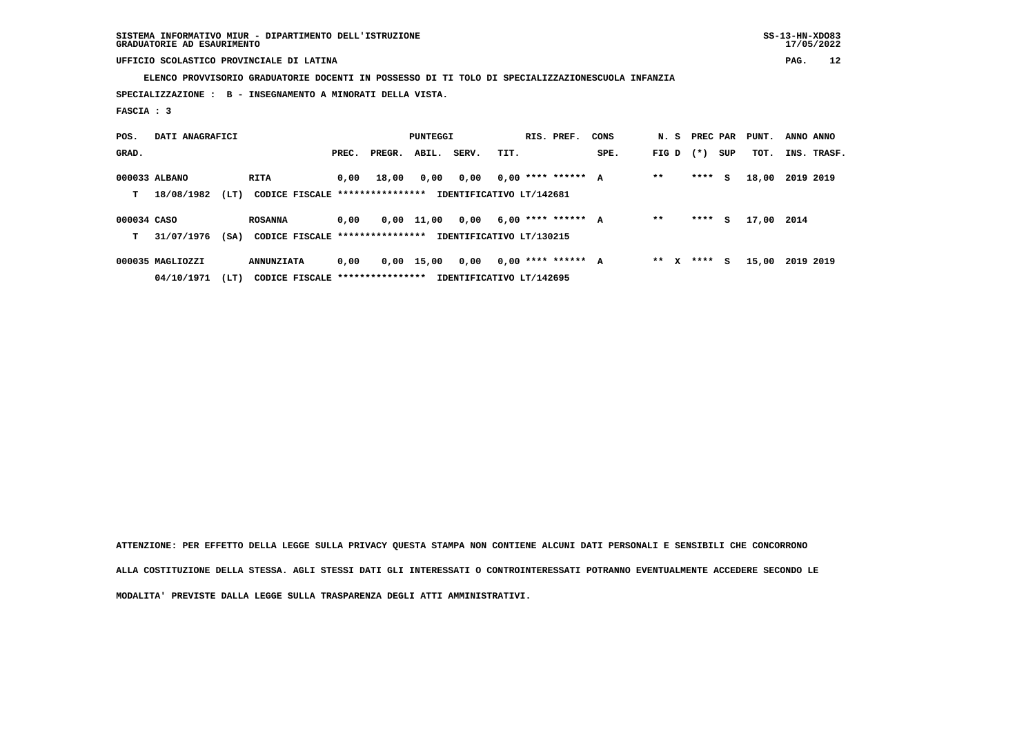SISTEMA INFORMATIVO MIUR - DIPARTIMENTO DELL'ISTRUZIONE
GRADUATORIE AD ESAURIMENTO

UFFICIO SCOLASTICO PROVINCIALE DI LATINA

**ELENCO PROVVISORIO GRADUATORIE DOCENTI IN POSSESSO DI TI TOLO DI SPECIALIZZAZIONESCUOLA INFANZIA**

**SPECIALIZZAZIONE : B - INSEGNAMENTO A MINORATI DELLA VISTA.**

**FASCIA : 3**

| POS. GRAD. | DATI ANAGRAFICI | | PREC. | PREGR. | ABIL. | SERV. | TIT. | RIS. PREF. | CONS SPE. | N. S FIG D | PREC PAR (*) SUP | PUNT. TOT. | ANNO INS. | ANNO TRASF. |
|---|---|---|---|---|---|---|---|---|---|---|---|---|---|---|
| 000033 | ALBANO | RITA | 0,00 | 18,00 | 0,00 | 0,00 | 0,00 | **** ****** | A | ** | **** S | 18,00 | 2019 | 2019 |
| T | 18/08/1982 (LT) | CODICE FISCALE **************** IDENTIFICATIVO LT/142681 | | | | | | | | | | | | |
| 000034 | CASO | ROSANNA | 0,00 | 0,00 | 11,00 | 0,00 | 6,00 | **** ****** | A | ** | **** S | 17,00 | 2014 | |
| T | 31/07/1976 (SA) | CODICE FISCALE **************** IDENTIFICATIVO LT/130215 | | | | | | | | | | | | |
| 000035 | MAGLIOZZI | ANNUNZIATA | 0,00 | 0,00 | 15,00 | 0,00 | 0,00 | **** ****** | A | ** X | **** S | 15,00 | 2019 | 2019 |
| | 04/10/1971 (LT) | CODICE FISCALE **************** IDENTIFICATIVO LT/142695 | | | | | | | | | | | | |

ATTENZIONE: PER EFFETTO DELLA LEGGE SULLA PRIVACY QUESTA STAMPA NON CONTIENE ALCUNI DATI PERSONALI E SENSIBILI CHE CONCORRONO ALLA COSTITUZIONE DELLA STESSA. AGLI STESSI DATI GLI INTERESSATI O CONTROINTERESSATI POTRANNO EVENTUALMENTE ACCEDERE SECONDO LE MODALITA' PREVISTE DALLA LEGGE SULLA TRASPARENZA DEGLI ATTI AMMINISTRATIVI.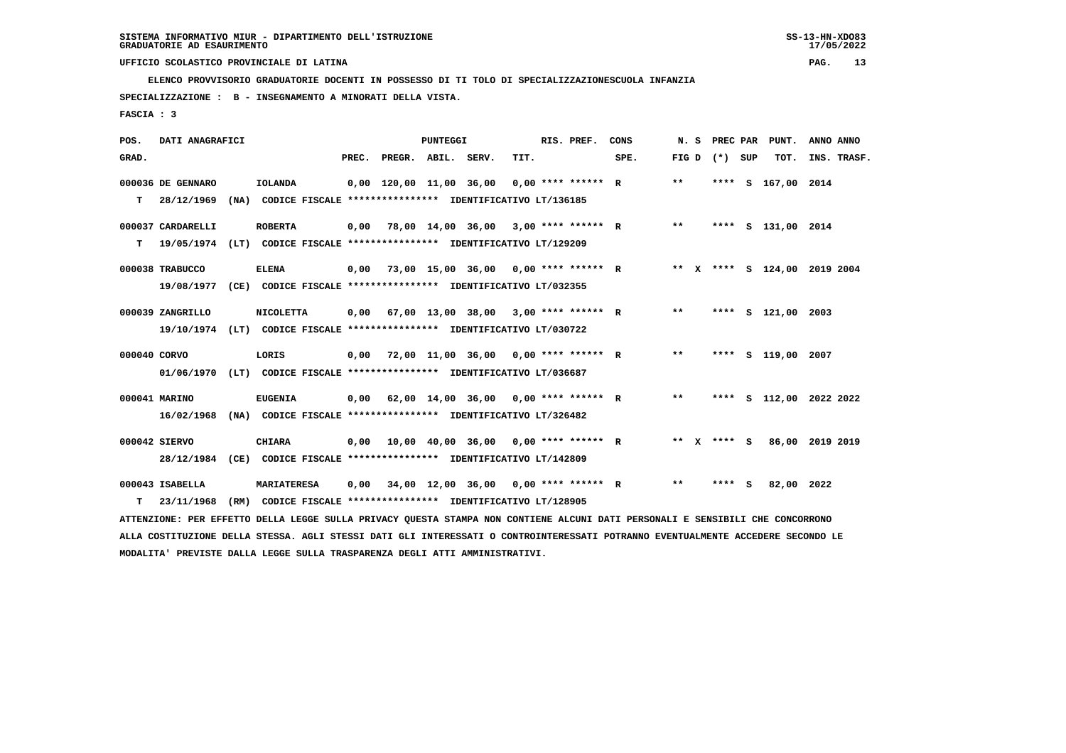SISTEMA INFORMATIVO MIUR - DIPARTIMENTO DELL'ISTRUZIONE
GRADUATORIE AD ESAURIMENTO

UFFICIO SCOLASTICO PROVINCIALE DI LATINA

ELENCO PROVVISORIO GRADUATORIE DOCENTI IN POSSESSO DI TI TOLO DI SPECIALIZZAZIONESCUOLA INFANZIA

SPECIALIZZAZIONE : B - INSEGNAMENTO A MINORATI DELLA VISTA.

FASCIA : 3

| POS. GRAD. | DATI ANAGRAFICI | | | PREC. | PREGR. | ABIL. | SERV. | TIT. | RIS. PREF. | CONS SPE. | N. S FIG D | PREC PAR (*) | SUP | PUNT. TOT. | ANNO INS. | ANNO TRASF. |
|---|---|---|---|---|---|---|---|---|---|---|---|---|---|---|---|---|
| 000036 | DE GENNARO | IOLANDA | | 0,00 | 120,00 | 11,00 | 36,00 | 0,00 | **** ****** | R | ** | **** | S | 167,00 | 2014 | |
| T | 28/12/1969 (NA) | CODICE FISCALE **************** | IDENTIFICATIVO LT/136185 | | | | | | | | | | | | | |
| 000037 | CARDARELLI | ROBERTA | | 0,00 | 78,00 | 14,00 | 36,00 | 3,00 | **** ****** | R | ** | **** | S | 131,00 | 2014 | |
| T | 19/05/1974 (LT) | CODICE FISCALE **************** | IDENTIFICATIVO LT/129209 | | | | | | | | | | | | | |
| 000038 | TRABUCCO | ELENA | | 0,00 | 73,00 | 15,00 | 36,00 | 0,00 | **** ****** | R | ** X | **** | S | 124,00 | 2019 | 2004 |
| | 19/08/1977 (CE) | CODICE FISCALE **************** | IDENTIFICATIVO LT/032355 | | | | | | | | | | | | | |
| 000039 | ZANGRILLO | NICOLETTA | | 0,00 | 67,00 | 13,00 | 38,00 | 3,00 | **** ****** | R | ** | **** | S | 121,00 | 2003 | |
| | 19/10/1974 (LT) | CODICE FISCALE **************** | IDENTIFICATIVO LT/030722 | | | | | | | | | | | | | |
| 000040 | CORVO | LORIS | | 0,00 | 72,00 | 11,00 | 36,00 | 0,00 | **** ****** | R | ** | **** | S | 119,00 | 2007 | |
| | 01/06/1970 (LT) | CODICE FISCALE **************** | IDENTIFICATIVO LT/036687 | | | | | | | | | | | | | |
| 000041 | MARINO | EUGENIA | | 0,00 | 62,00 | 14,00 | 36,00 | 0,00 | **** ****** | R | ** | **** | S | 112,00 | 2022 | 2022 |
| | 16/02/1968 (NA) | CODICE FISCALE **************** | IDENTIFICATIVO LT/326482 | | | | | | | | | | | | | |
| 000042 | SIERVO | CHIARA | | 0,00 | 10,00 | 40,00 | 36,00 | 0,00 | **** ****** | R | ** X | **** | S | 86,00 | 2019 | 2019 |
| | 28/12/1984 (CE) | CODICE FISCALE **************** | IDENTIFICATIVO LT/142809 | | | | | | | | | | | | | |
| 000043 | ISABELLA | MARIATERESA | | 0,00 | 34,00 | 12,00 | 36,00 | 0,00 | **** ****** | R | ** | **** | S | 82,00 | 2022 | |
| T | 23/11/1968 (RM) | CODICE FISCALE **************** | IDENTIFICATIVO LT/128905 | | | | | | | | | | | | | |

ATTENZIONE: PER EFFETTO DELLA LEGGE SULLA PRIVACY QUESTA STAMPA NON CONTIENE ALCUNI DATI PERSONALI E SENSIBILI CHE CONCORRONO ALLA COSTITUZIONE DELLA STESSA. AGLI STESSI DATI GLI INTERESSATI O CONTROINTERESSATI POTRANNO EVENTUALMENTE ACCEDERE SECONDO LE MODALITA' PREVISTE DALLA LEGGE SULLA TRASPARENZA DEGLI ATTI AMMINISTRATIVI.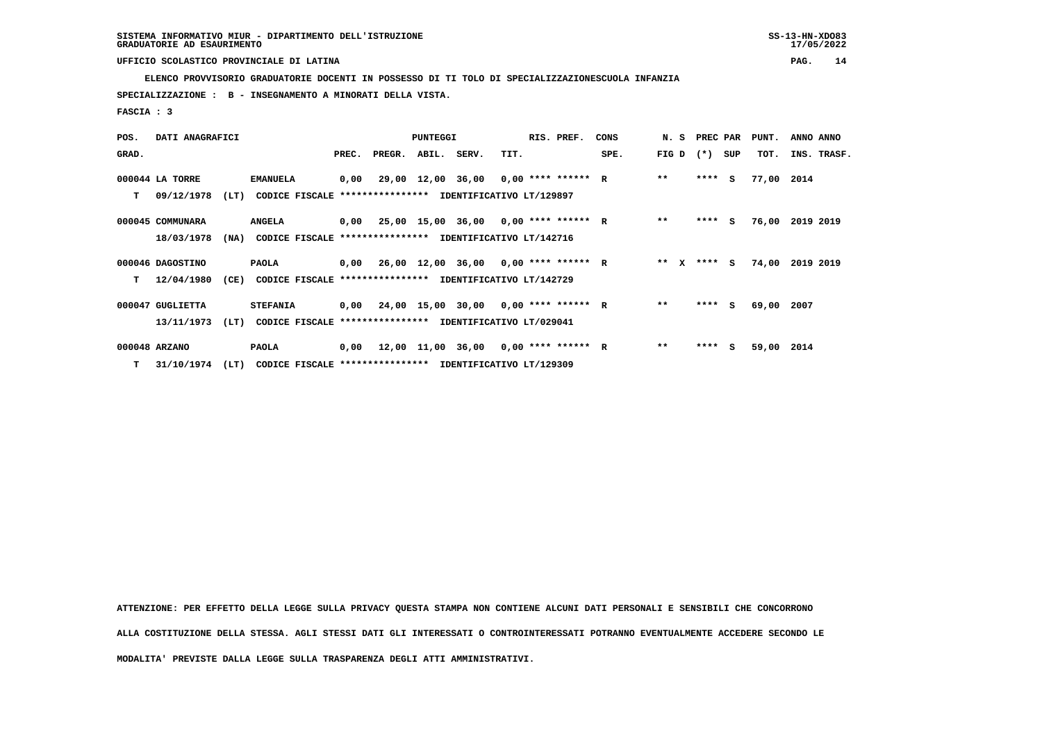SISTEMA INFORMATIVO MIUR - DIPARTIMENTO DELL'ISTRUZIONE
GRADUATORIE AD ESAURIMENTO

UFFICIO SCOLASTICO PROVINCIALE DI LATINA

**ELENCO PROVVISORIO GRADUATORIE DOCENTI IN POSSESSO DI TI TOLO DI SPECIALIZZAZIONESCUOLA INFANZIA**

**SPECIALIZZAZIONE : B - INSEGNAMENTO A MINORATI DELLA VISTA.**

**FASCIA : 3**

| POS. GRAD. | DATI ANAGRAFICI | | | PREC. | PREGR. | ABIL. | SERV. | TIT. | RIS. PREF. | CONS SPE. | N. S FIG D | PREC PAR (*) SUP | PUNT. TOT. | ANNO INS. | ANNO TRASF. |
|---|---|---|---|---|---|---|---|---|---|---|---|---|---|---|---|
| 000044 | LA TORRE | EMANUELA | | 0,00 | 29,00 | 12,00 | 36,00 | 0,00 | **** ****** | R | ** | **** S | 77,00 | 2014 | |
| T | 09/12/1978 (LT) | CODICE FISCALE **************** | IDENTIFICATIVO LT/129897 | | | | | | | | | | | | |
| 000045 | COMMUNARA | ANGELA | | 0,00 | 25,00 | 15,00 | 36,00 | 0,00 | **** ****** | R | ** | **** S | 76,00 | 2019 | 2019 |
| | 18/03/1978 (NA) | CODICE FISCALE **************** | IDENTIFICATIVO LT/142716 | | | | | | | | | | | | |
| 000046 | DAGOSTINO | PAOLA | | 0,00 | 26,00 | 12,00 | 36,00 | 0,00 | **** ****** | R | ** X | **** S | 74,00 | 2019 | 2019 |
| T | 12/04/1980 (CE) | CODICE FISCALE **************** | IDENTIFICATIVO LT/142729 | | | | | | | | | | | | |
| 000047 | GUGLIETTA | STEFANIA | | 0,00 | 24,00 | 15,00 | 30,00 | 0,00 | **** ****** | R | ** | **** S | 69,00 | 2007 | |
| | 13/11/1973 (LT) | CODICE FISCALE **************** | IDENTIFICATIVO LT/029041 | | | | | | | | | | | | |
| 000048 | ARZANO | PAOLA | | 0,00 | 12,00 | 11,00 | 36,00 | 0,00 | **** ****** | R | ** | **** S | 59,00 | 2014 | |
| T | 31/10/1974 (LT) | CODICE FISCALE **************** | IDENTIFICATIVO LT/129309 | | | | | | | | | | | | |

ATTENZIONE: PER EFFETTO DELLA LEGGE SULLA PRIVACY QUESTA STAMPA NON CONTIENE ALCUNI DATI PERSONALI E SENSIBILI CHE CONCORRONO ALLA COSTITUZIONE DELLA STESSA. AGLI STESSI DATI GLI INTERESSATI O CONTROINTERESSATI POTRANNO EVENTUALMENTE ACCEDERE SECONDO LE MODALITA' PREVISTE DALLA LEGGE SULLA TRASPARENZA DEGLI ATTI AMMINISTRATIVI.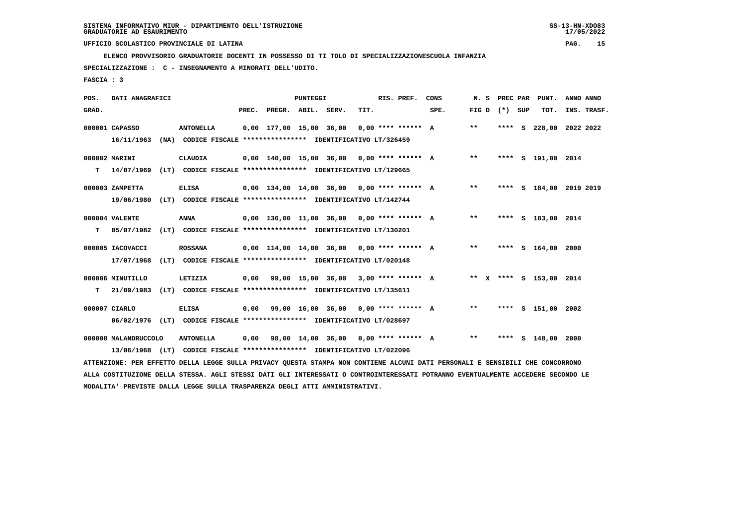SISTEMA INFORMATIVO MIUR - DIPARTIMENTO DELL'ISTRUZIONE
GRADUATORIE AD ESAURIMENTO

UFFICIO SCOLASTICO PROVINCIALE DI LATINA

ELENCO PROVVISORIO GRADUATORIE DOCENTI IN POSSESSO DI TI TOLO DI SPECIALIZZAZIONESCUOLA INFANZIA

SPECIALIZZAZIONE : C - INSEGNAMENTO A MINORATI DELL'UDITO.

FASCIA : 3

| POS. GRAD. | DATI ANAGRAFICI | | PREC. | PREGR. | ABIL. | SERV. | TIT. | RIS. PREF. | CONS SPE. | N. S FIG D | PREC PAR (*) SUP | PUNT. TOT. | ANNO INS. | ANNO TRASF. |
|---|---|---|---|---|---|---|---|---|---|---|---|---|---|---|
| 000001 | CAPASSO 16/11/1963 (NA) CODICE FISCALE **************** IDENTIFICATIVO LT/326459 | ANTONELLA | 0,00 | 177,00 | 15,00 | 36,00 | 0,00 | **** ****** | A | ** | **** S | 228,00 | 2022 | 2022 |
| 000002 | MARINI T 14/07/1969 (LT) CODICE FISCALE **************** IDENTIFICATIVO LT/129665 | CLAUDIA | 0,00 | 140,00 | 15,00 | 36,00 | 0,00 | **** ****** | A | ** | **** S | 191,00 | 2014 | |
| 000003 | ZAMPETTA 19/06/1980 (LT) CODICE FISCALE **************** IDENTIFICATIVO LT/142744 | ELISA | 0,00 | 134,00 | 14,00 | 36,00 | 0,00 | **** ****** | A | ** | **** S | 184,00 | 2019 | 2019 |
| 000004 | VALENTE T 05/07/1982 (LT) CODICE FISCALE **************** IDENTIFICATIVO LT/130201 | ANNA | 0,00 | 136,00 | 11,00 | 36,00 | 0,00 | **** ****** | A | ** | **** S | 183,00 | 2014 | |
| 000005 | IACOVACCI 17/07/1968 (LT) CODICE FISCALE **************** IDENTIFICATIVO LT/020148 | ROSSANA | 0,00 | 114,00 | 14,00 | 36,00 | 0,00 | **** ****** | A | ** | **** S | 164,00 | 2000 | |
| 000006 | MINUTILLO T 21/09/1983 (LT) CODICE FISCALE **************** IDENTIFICATIVO LT/135611 | LETIZIA | 0,00 | 99,00 | 15,00 | 36,00 | 3,00 | **** ****** | A | ** X | **** S | 153,00 | 2014 | |
| 000007 | CIARLO 06/02/1976 (LT) CODICE FISCALE **************** IDENTIFICATIVO LT/028697 | ELISA | 0,00 | 99,00 | 16,00 | 36,00 | 0,00 | **** ****** | A | ** | **** S | 151,00 | 2002 | |
| 000008 | MALANDRUCCOLO 13/06/1968 (LT) CODICE FISCALE **************** IDENTIFICATIVO LT/022096 | ANTONELLA | 0,00 | 98,00 | 14,00 | 36,00 | 0,00 | **** ****** | A | ** | **** S | 148,00 | 2000 | |

ATTENZIONE: PER EFFETTO DELLA LEGGE SULLA PRIVACY QUESTA STAMPA NON CONTIENE ALCUNI DATI PERSONALI E SENSIBILI CHE CONCORRONO ALLA COSTITUZIONE DELLA STESSA. AGLI STESSI DATI GLI INTERESSATI O CONTROINTERESSATI POTRANNO EVENTUALMENTE ACCEDERE SECONDO LE MODALITA' PREVISTE DALLA LEGGE SULLA TRASPARENZA DEGLI ATTI AMMINISTRATIVI.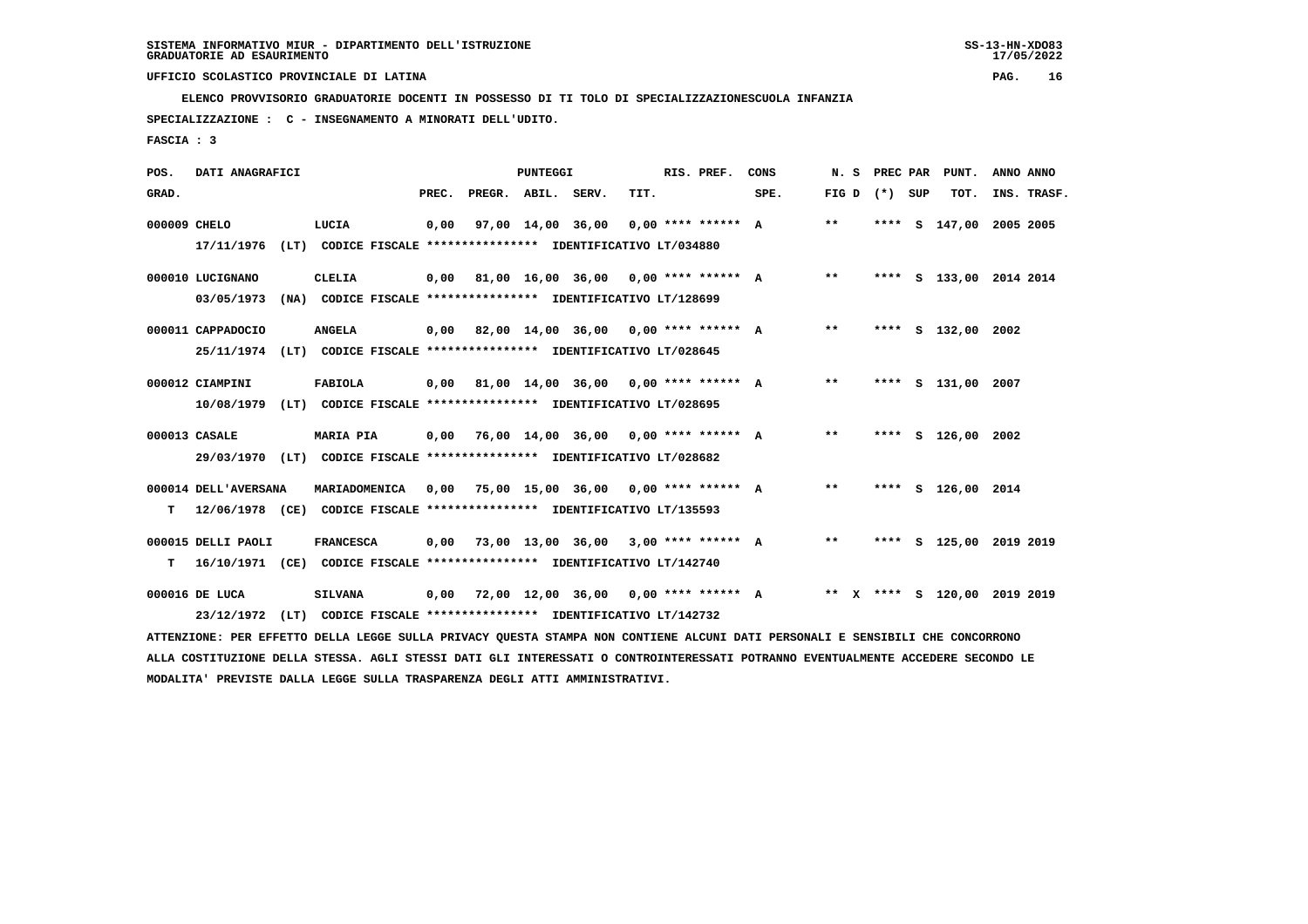SISTEMA INFORMATIVO MIUR - DIPARTIMENTO DELL'ISTRUZIONE
GRADUATORIE AD ESAURIMENTO

UFFICIO SCOLASTICO PROVINCIALE DI LATINA

ELENCO PROVVISORIO GRADUATORIE DOCENTI IN POSSESSO DI TI TOLO DI SPECIALIZZAZIONESCUOLA INFANZIA

SPECIALIZZAZIONE : C - INSEGNAMENTO A MINORATI DELL'UDITO.

FASCIA : 3

| POS. GRAD. | DATI ANAGRAFICI | | PREC. | PREGR. | ABIL. | SERV. | TIT. | RIS. PREF. | CONS SPE. | N. S FIG D | PREC PAR (*) | SUP | PUNT. TOT. | ANNO INS. | ANNO TRASF. |
|---|---|---|---|---|---|---|---|---|---|---|---|---|---|---|---|
| 000009 | CHELO | LUCIA | 0,00 | 97,00 | 14,00 | 36,00 | 0,00 | **** ****** | A | ** | **** | S | 147,00 | 2005 | 2005 |
| | 17/11/1976 (LT) CODICE FISCALE **************** IDENTIFICATIVO LT/034880 | | | | | | | | | | | | | | |
| 000010 | LUCIGNANO | CLELIA | 0,00 | 81,00 | 16,00 | 36,00 | 0,00 | **** ****** | A | ** | **** | S | 133,00 | 2014 | 2014 |
| | 03/05/1973 (NA) CODICE FISCALE **************** IDENTIFICATIVO LT/128699 | | | | | | | | | | | | | | |
| 000011 | CAPPADOCIO | ANGELA | 0,00 | 82,00 | 14,00 | 36,00 | 0,00 | **** ****** | A | ** | **** | S | 132,00 | 2002 | |
| | 25/11/1974 (LT) CODICE FISCALE **************** IDENTIFICATIVO LT/028645 | | | | | | | | | | | | | | |
| 000012 | CIAMPINI | FABIOLA | 0,00 | 81,00 | 14,00 | 36,00 | 0,00 | **** ****** | A | ** | **** | S | 131,00 | 2007 | |
| | 10/08/1979 (LT) CODICE FISCALE **************** IDENTIFICATIVO LT/028695 | | | | | | | | | | | | | | |
| 000013 | CASALE | MARIA PIA | 0,00 | 76,00 | 14,00 | 36,00 | 0,00 | **** ****** | A | ** | **** | S | 126,00 | 2002 | |
| | 29/03/1970 (LT) CODICE FISCALE **************** IDENTIFICATIVO LT/028682 | | | | | | | | | | | | | | |
| 000014 | DELL'AVERSANA | MARIADOMENICA | 0,00 | 75,00 | 15,00 | 36,00 | 0,00 | **** ****** | A | ** | **** | S | 126,00 | 2014 | |
| T | 12/06/1978 (CE) CODICE FISCALE **************** IDENTIFICATIVO LT/135593 | | | | | | | | | | | | | | |
| 000015 | DELLI PAOLI | FRANCESCA | 0,00 | 73,00 | 13,00 | 36,00 | 3,00 | **** ****** | A | ** | **** | S | 125,00 | 2019 | 2019 |
| T | 16/10/1971 (CE) CODICE FISCALE **************** IDENTIFICATIVO LT/142740 | | | | | | | | | | | | | | |
| 000016 | DE LUCA | SILVANA | 0,00 | 72,00 | 12,00 | 36,00 | 0,00 | **** ****** | A | ** X | **** | S | 120,00 | 2019 | 2019 |
| | 23/12/1972 (LT) CODICE FISCALE **************** IDENTIFICATIVO LT/142732 | | | | | | | | | | | | | | |

ATTENZIONE: PER EFFETTO DELLA LEGGE SULLA PRIVACY QUESTA STAMPA NON CONTIENE ALCUNI DATI PERSONALI E SENSIBILI CHE CONCORRONO ALLA COSTITUZIONE DELLA STESSA. AGLI STESSI DATI GLI INTERESSATI O CONTROINTERESSATI POTRANNO EVENTUALMENTE ACCEDERE SECONDO LE MODALITA' PREVISTE DALLA LEGGE SULLA TRASPARENZA DEGLI ATTI AMMINISTRATIVI.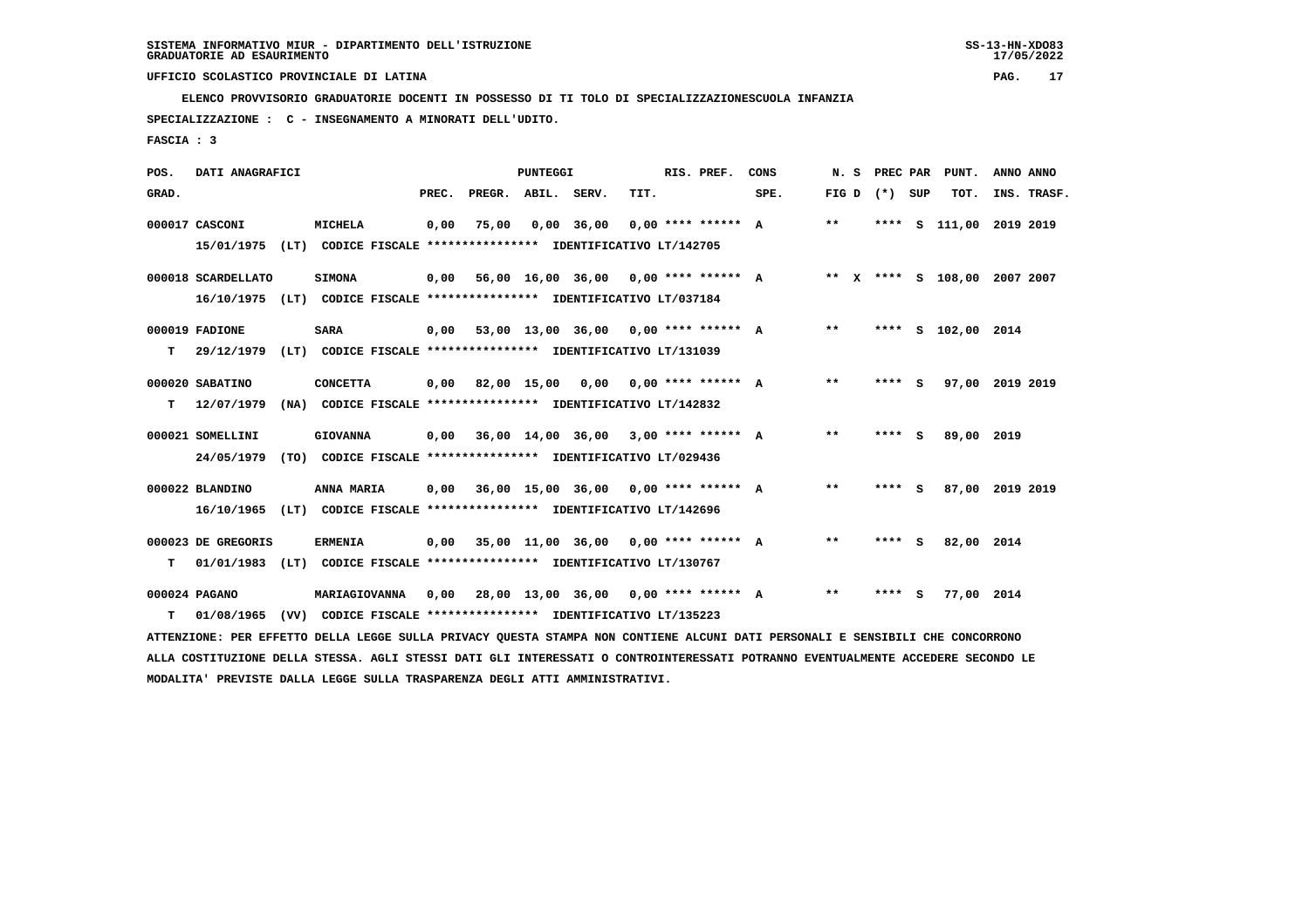SISTEMA INFORMATIVO MIUR - DIPARTIMENTO DELL'ISTRUZIONE
GRADUATORIE AD ESAURIMENTO

UFFICIO SCOLASTICO PROVINCIALE DI LATINA

ELENCO PROVVISORIO GRADUATORIE DOCENTI IN POSSESSO DI TI TOLO DI SPECIALIZZAZIONESCUOLA INFANZIA

SPECIALIZZAZIONE : C - INSEGNAMENTO A MINORATI DELL'UDITO.

FASCIA : 3

| POS. GRAD. | DATI ANAGRAFICI | | PREC. | PREGR. | ABIL. | SERV. | TIT. | RIS. PREF. | CONS SPE. | N. S FIG D | PREC PAR (*) | SUP | PUNT. TOT. | ANNO INS. | ANNO TRASF. |
|---|---|---|---|---|---|---|---|---|---|---|---|---|---|---|---|
| 000017 | CASCONI | MICHELA | 0,00 | 75,00 | 0,00 | 36,00 | 0,00 | **** ****** | A | ** | **** | S | 111,00 | 2019 | 2019 |
| | 15/01/1975 (LT) CODICE FISCALE **************** IDENTIFICATIVO LT/142705 | | | | | | | | | | | | | | |
| 000018 | SCARDELLATO | SIMONA | 0,00 | 56,00 | 16,00 | 36,00 | 0,00 | **** ****** | A | ** X | **** | S | 108,00 | 2007 | 2007 |
| | 16/10/1975 (LT) CODICE FISCALE **************** IDENTIFICATIVO LT/037184 | | | | | | | | | | | | | | |
| 000019 | FADIONE | SARA | 0,00 | 53,00 | 13,00 | 36,00 | 0,00 | **** ****** | A | ** | **** | S | 102,00 | 2014 | |
| T | 29/12/1979 (LT) CODICE FISCALE **************** IDENTIFICATIVO LT/131039 | | | | | | | | | | | | | | |
| 000020 | SABATINO | CONCETTA | 0,00 | 82,00 | 15,00 | 0,00 | 0,00 | **** ****** | A | ** | **** | S | 97,00 | 2019 | 2019 |
| T | 12/07/1979 (NA) CODICE FISCALE **************** IDENTIFICATIVO LT/142832 | | | | | | | | | | | | | | |
| 000021 | SOMELLINI | GIOVANNA | 0,00 | 36,00 | 14,00 | 36,00 | 3,00 | **** ****** | A | ** | **** | S | 89,00 | 2019 | |
| | 24/05/1979 (TO) CODICE FISCALE **************** IDENTIFICATIVO LT/029436 | | | | | | | | | | | | | | |
| 000022 | BLANDINO | ANNA MARIA | 0,00 | 36,00 | 15,00 | 36,00 | 0,00 | **** ****** | A | ** | **** | S | 87,00 | 2019 | 2019 |
| | 16/10/1965 (LT) CODICE FISCALE **************** IDENTIFICATIVO LT/142696 | | | | | | | | | | | | | | |
| 000023 | DE GREGORIS | ERMENIA | 0,00 | 35,00 | 11,00 | 36,00 | 0,00 | **** ****** | A | ** | **** | S | 82,00 | 2014 | |
| T | 01/01/1983 (LT) CODICE FISCALE **************** IDENTIFICATIVO LT/130767 | | | | | | | | | | | | | | |
| 000024 | PAGANO | MARIAGIOVANNA | 0,00 | 28,00 | 13,00 | 36,00 | 0,00 | **** ****** | A | ** | **** | S | 77,00 | 2014 | |
| T | 01/08/1965 (VV) CODICE FISCALE **************** IDENTIFICATIVO LT/135223 | | | | | | | | | | | | | | |

ATTENZIONE: PER EFFETTO DELLA LEGGE SULLA PRIVACY QUESTA STAMPA NON CONTIENE ALCUNI DATI PERSONALI E SENSIBILI CHE CONCORRONO ALLA COSTITUZIONE DELLA STESSA. AGLI STESSI DATI GLI INTERESSATI O CONTROINTERESSATI POTRANNO EVENTUALMENTE ACCEDERE SECONDO LE MODALITA' PREVISTE DALLA LEGGE SULLA TRASPARENZA DEGLI ATTI AMMINISTRATIVI.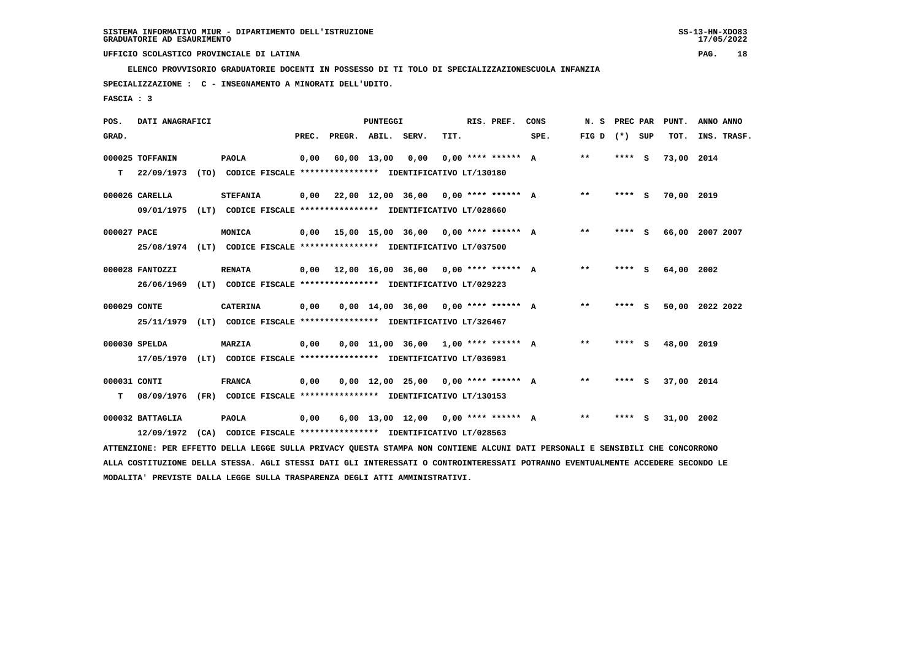SISTEMA INFORMATIVO MIUR - DIPARTIMENTO DELL'ISTRUZIONE
GRADUATORIE AD ESAURIMENTO

UFFICIO SCOLASTICO PROVINCIALE DI LATINA

ELENCO PROVVISORIO GRADUATORIE DOCENTI IN POSSESSO DI TI TOLO DI SPECIALIZZAZIONESCUOLA INFANZIA

SPECIALIZZAZIONE : C - INSEGNAMENTO A MINORATI DELL'UDITO.

FASCIA : 3

| POS. GRAD. | DATI ANAGRAFICI | | PREC. | PREGR. | ABIL. | SERV. | TIT. | RIS. PREF. | CONS SPE. | N. S FIG D | PREC PAR (*) SUP | PUNT. TOT. | ANNO INS. | ANNO TRASF. |
|---|---|---|---|---|---|---|---|---|---|---|---|---|---|---|
| 000025 | TOFFANIN | PAOLA | 0,00 | 60,00 | 13,00 | 0,00 | 0,00 | **** ****** | A | ** | **** S | 73,00 | 2014 | |
| T | 22/09/1973 (TO) CODICE FISCALE **************** IDENTIFICATIVO LT/130180 | | | | | | | | | | | | | |
| 000026 | CARELLA | STEFANIA | 0,00 | 22,00 | 12,00 | 36,00 | 0,00 | **** ****** | A | ** | **** S | 70,00 | 2019 | |
| | 09/01/1975 (LT) CODICE FISCALE **************** IDENTIFICATIVO LT/028660 | | | | | | | | | | | | | |
| 000027 | PACE | MONICA | 0,00 | 15,00 | 15,00 | 36,00 | 0,00 | **** ****** | A | ** | **** S | 66,00 | 2007 | 2007 |
| | 25/08/1974 (LT) CODICE FISCALE **************** IDENTIFICATIVO LT/037500 | | | | | | | | | | | | | |
| 000028 | FANTOZZI | RENATA | 0,00 | 12,00 | 16,00 | 36,00 | 0,00 | **** ****** | A | ** | **** S | 64,00 | 2002 | |
| | 26/06/1969 (LT) CODICE FISCALE **************** IDENTIFICATIVO LT/029223 | | | | | | | | | | | | | |
| 000029 | CONTE | CATERINA | 0,00 | 0,00 | 14,00 | 36,00 | 0,00 | **** ****** | A | ** | **** S | 50,00 | 2022 | 2022 |
| | 25/11/1979 (LT) CODICE FISCALE **************** IDENTIFICATIVO LT/326467 | | | | | | | | | | | | | |
| 000030 | SPELDA | MARZIA | 0,00 | 0,00 | 11,00 | 36,00 | 1,00 | **** ****** | A | ** | **** S | 48,00 | 2019 | |
| | 17/05/1970 (LT) CODICE FISCALE **************** IDENTIFICATIVO LT/036981 | | | | | | | | | | | | | |
| 000031 | CONTI | FRANCA | 0,00 | 0,00 | 12,00 | 25,00 | 0,00 | **** ****** | A | ** | **** S | 37,00 | 2014 | |
| T | 08/09/1976 (FR) CODICE FISCALE **************** IDENTIFICATIVO LT/130153 | | | | | | | | | | | | | |
| 000032 | BATTAGLIA | PAOLA | 0,00 | 6,00 | 13,00 | 12,00 | 0,00 | **** ****** | A | ** | **** S | 31,00 | 2002 | |
| | 12/09/1972 (CA) CODICE FISCALE **************** IDENTIFICATIVO LT/028563 | | | | | | | | | | | | | |

ATTENZIONE: PER EFFETTO DELLA LEGGE SULLA PRIVACY QUESTA STAMPA NON CONTIENE ALCUNI DATI PERSONALI E SENSIBILI CHE CONCORRONO ALLA COSTITUZIONE DELLA STESSA. AGLI STESSI DATI GLI INTERESSATI O CONTROINTERESSATI POTRANNO EVENTUALMENTE ACCEDERE SECONDO LE MODALITA' PREVISTE DALLA LEGGE SULLA TRASPARENZA DEGLI ATTI AMMINISTRATIVI.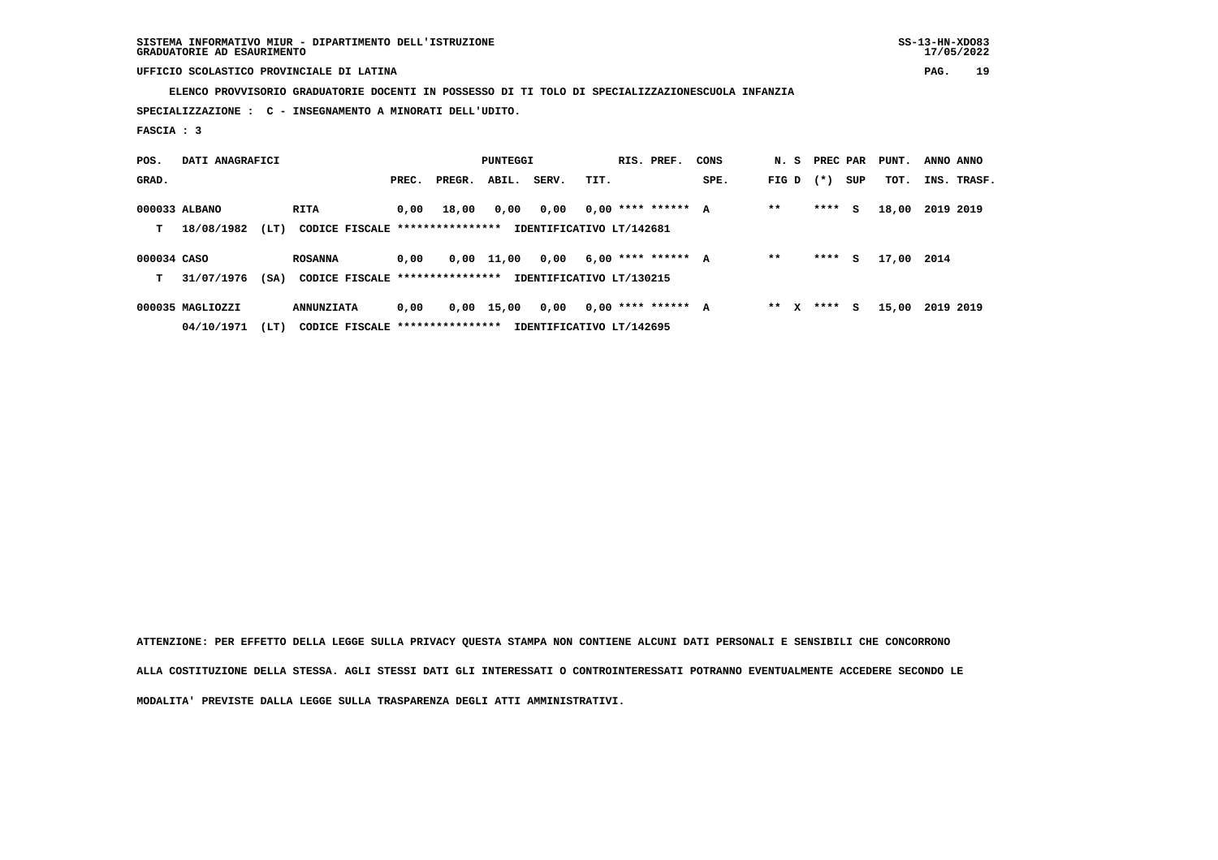SISTEMA INFORMATIVO MIUR - DIPARTIMENTO DELL'ISTRUZIONE
GRADUATORIE AD ESAURIMENTO

UFFICIO SCOLASTICO PROVINCIALE DI LATINA

ELENCO PROVVISORIO GRADUATORIE DOCENTI IN POSSESSO DI TI TOLO DI SPECIALIZZAZIONESCUOLA INFANZIA

SPECIALIZZAZIONE : C - INSEGNAMENTO A MINORATI DELL'UDITO.

FASCIA : 3

| POS. GRAD. | DATI ANAGRAFICI | | PREC. | PREGR. | PUNTEGGI ABIL. | SERV. | TIT. | RIS. PREF. | CONS SPE. | N. S FIG D | PREC PAR (*) | SUP | PUNT. TOT. | ANNO INS. | ANNO TRASF. |
|---|---|---|---|---|---|---|---|---|---|---|---|---|---|---|---|
| 000033 | ALBANO | RITA | 0,00 | 18,00 | 0,00 | 0,00 | 0,00 | **** ****** | A | ** | **** | S | 18,00 | 2019 | 2019 |
| T | 18/08/1982 (LT) | CODICE FISCALE **************** IDENTIFICATIVO LT/142681 | | | | | | | | | | | | | |
| 000034 | CASO | ROSANNA | 0,00 | 0,00 | 11,00 | 0,00 | 6,00 | **** ****** | A | ** | **** | S | 17,00 | 2014 | |
| T | 31/07/1976 (SA) | CODICE FISCALE **************** IDENTIFICATIVO LT/130215 | | | | | | | | | | | | | |
| 000035 | MAGLIOZZI | ANNUNZIATA | 0,00 | 0,00 | 15,00 | 0,00 | 0,00 | **** ****** | A | ** X | **** | S | 15,00 | 2019 | 2019 |
| | 04/10/1971 (LT) | CODICE FISCALE **************** IDENTIFICATIVO LT/142695 | | | | | | | | | | | | | |

ATTENZIONE: PER EFFETTO DELLA LEGGE SULLA PRIVACY QUESTA STAMPA NON CONTIENE ALCUNI DATI PERSONALI E SENSIBILI CHE CONCORRONO ALLA COSTITUZIONE DELLA STESSA. AGLI STESSI DATI GLI INTERESSATI O CONTROINTERESSATI POTRANNO EVENTUALMENTE ACCEDERE SECONDO LE MODALITA' PREVISTE DALLA LEGGE SULLA TRASPARENZA DEGLI ATTI AMMINISTRATIVI.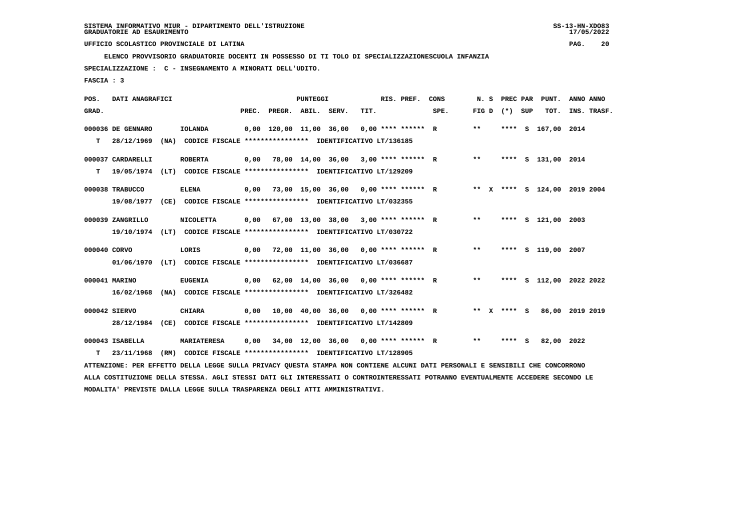SISTEMA INFORMATIVO MIUR - DIPARTIMENTO DELL'ISTRUZIONE
GRADUATORIE AD ESAURIMENTO

UFFICIO SCOLASTICO PROVINCIALE DI LATINA

ELENCO PROVVISORIO GRADUATORIE DOCENTI IN POSSESSO DI TI TOLO DI SPECIALIZZAZIONESCUOLA INFANZIA

SPECIALIZZAZIONE : C - INSEGNAMENTO A MINORATI DELL'UDITO.

FASCIA : 3

| POS. GRAD. | DATI ANAGRAFICI | | PREC. | PREGR. | ABIL. | SERV. | TIT. | RIS. PREF. | CONS SPE. | N. S FIG D | PREC PAR (*) SUP | PUNT. TOT. | ANNO INS. | ANNO TRASF. |
|---|---|---|---|---|---|---|---|---|---|---|---|---|---|---|
| 000036 | DE GENNARO | IOLANDA | 0,00 | 120,00 | 11,00 | 36,00 | 0,00 | **** ****** | R | ** | **** S | 167,00 | 2014 | |
| T | 28/12/1969 (NA) | CODICE FISCALE **************** IDENTIFICATIVO LT/136185 | | | | | | | | | | | | |
| 000037 | CARDARELLI | ROBERTA | 0,00 | 78,00 | 14,00 | 36,00 | 3,00 | **** ****** | R | ** | **** S | 131,00 | 2014 | |
| T | 19/05/1974 (LT) | CODICE FISCALE **************** IDENTIFICATIVO LT/129209 | | | | | | | | | | | | |
| 000038 | TRABUCCO | ELENA | 0,00 | 73,00 | 15,00 | 36,00 | 0,00 | **** ****** | R | ** X | **** S | 124,00 | 2019 | 2004 |
| | 19/08/1977 (CE) | CODICE FISCALE **************** IDENTIFICATIVO LT/032355 | | | | | | | | | | | | |
| 000039 | ZANGRILLO | NICOLETTA | 0,00 | 67,00 | 13,00 | 38,00 | 3,00 | **** ****** | R | ** | **** S | 121,00 | 2003 | |
| | 19/10/1974 (LT) | CODICE FISCALE **************** IDENTIFICATIVO LT/030722 | | | | | | | | | | | | |
| 000040 | CORVO | LORIS | 0,00 | 72,00 | 11,00 | 36,00 | 0,00 | **** ****** | R | ** | **** S | 119,00 | 2007 | |
| | 01/06/1970 (LT) | CODICE FISCALE **************** IDENTIFICATIVO LT/036687 | | | | | | | | | | | | |
| 000041 | MARINO | EUGENIA | 0,00 | 62,00 | 14,00 | 36,00 | 0,00 | **** ****** | R | ** | **** S | 112,00 | 2022 | 2022 |
| | 16/02/1968 (NA) | CODICE FISCALE **************** IDENTIFICATIVO LT/326482 | | | | | | | | | | | | |
| 000042 | SIERVO | CHIARA | 0,00 | 10,00 | 40,00 | 36,00 | 0,00 | **** ****** | R | ** X | **** S | 86,00 | 2019 | 2019 |
| | 28/12/1984 (CE) | CODICE FISCALE **************** IDENTIFICATIVO LT/142809 | | | | | | | | | | | | |
| 000043 | ISABELLA | MARIATERESA | 0,00 | 34,00 | 12,00 | 36,00 | 0,00 | **** ****** | R | ** | **** S | 82,00 | 2022 | |
| T | 23/11/1968 (RM) | CODICE FISCALE **************** IDENTIFICATIVO LT/128905 | | | | | | | | | | | | |

ATTENZIONE: PER EFFETTO DELLA LEGGE SULLA PRIVACY QUESTA STAMPA NON CONTIENE ALCUNI DATI PERSONALI E SENSIBILI CHE CONCORRONO ALLA COSTITUZIONE DELLA STESSA. AGLI STESSI DATI GLI INTERESSATI O CONTROINTERESSATI POTRANNO EVENTUALMENTE ACCEDERE SECONDO LE MODALITA' PREVISTE DALLA LEGGE SULLA TRASPARENZA DEGLI ATTI AMMINISTRATIVI.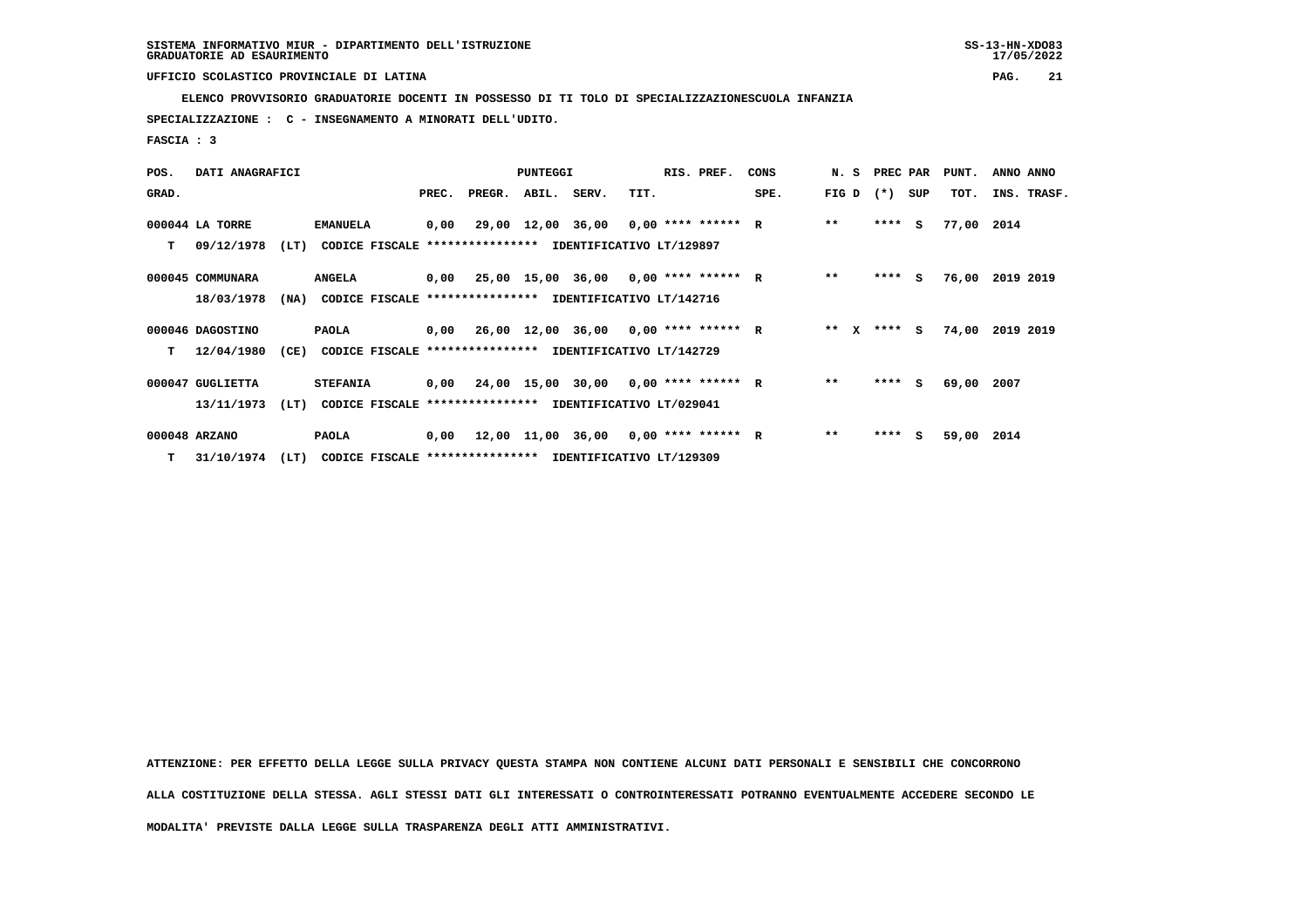SISTEMA INFORMATIVO MIUR - DIPARTIMENTO DELL'ISTRUZIONE
GRADUATORIE AD ESAURIMENTO

UFFICIO SCOLASTICO PROVINCIALE DI LATINA

**ELENCO PROVVISORIO GRADUATORIE DOCENTI IN POSSESSO DI TI TOLO DI SPECIALIZZAZIONESCUOLA INFANZIA**

**SPECIALIZZAZIONE : C - INSEGNAMENTO A MINORATI DELL'UDITO.**

**FASCIA : 3**

| POS. GRAD. | DATI ANAGRAFICI | | | PREC. | PREGR. | ABIL. | SERV. | TIT. | RIS. PREF. | CONS SPE. | N. S FIG D | PREC PAR (*) SUP | PUNT. TOT. | ANNO INS. | ANNO TRASF. |
|---|---|---|---|---|---|---|---|---|---|---|---|---|---|---|---|
| 000044 | LA TORRE | EMANUELA | | 0,00 | 29,00 | 12,00 | 36,00 | 0,00 | **** ****** | R | ** | **** S | 77,00 | 2014 | |
| T | 09/12/1978 (LT) | CODICE FISCALE **************** | IDENTIFICATIVO LT/129897 | | | | | | | | | | | | |
| 000045 | COMMUNARA | ANGELA | | 0,00 | 25,00 | 15,00 | 36,00 | 0,00 | **** ****** | R | ** | **** S | 76,00 | 2019 | 2019 |
| | 18/03/1978 (NA) | CODICE FISCALE **************** | IDENTIFICATIVO LT/142716 | | | | | | | | | | | | |
| 000046 | DAGOSTINO | PAOLA | | 0,00 | 26,00 | 12,00 | 36,00 | 0,00 | **** ****** | R | ** X | **** S | 74,00 | 2019 | 2019 |
| T | 12/04/1980 (CE) | CODICE FISCALE **************** | IDENTIFICATIVO LT/142729 | | | | | | | | | | | | |
| 000047 | GUGLIETTA | STEFANIA | | 0,00 | 24,00 | 15,00 | 30,00 | 0,00 | **** ****** | R | ** | **** S | 69,00 | 2007 | |
| | 13/11/1973 (LT) | CODICE FISCALE **************** | IDENTIFICATIVO LT/029041 | | | | | | | | | | | | |
| 000048 | ARZANO | PAOLA | | 0,00 | 12,00 | 11,00 | 36,00 | 0,00 | **** ****** | R | ** | **** S | 59,00 | 2014 | |
| T | 31/10/1974 (LT) | CODICE FISCALE **************** | IDENTIFICATIVO LT/129309 | | | | | | | | | | | | |

ATTENZIONE: PER EFFETTO DELLA LEGGE SULLA PRIVACY QUESTA STAMPA NON CONTIENE ALCUNI DATI PERSONALI E SENSIBILI CHE CONCORRONO ALLA COSTITUZIONE DELLA STESSA. AGLI STESSI DATI GLI INTERESSATI O CONTROINTERESSATI POTRANNO EVENTUALMENTE ACCEDERE SECONDO LE MODALITA' PREVISTE DALLA LEGGE SULLA TRASPARENZA DEGLI ATTI AMMINISTRATIVI.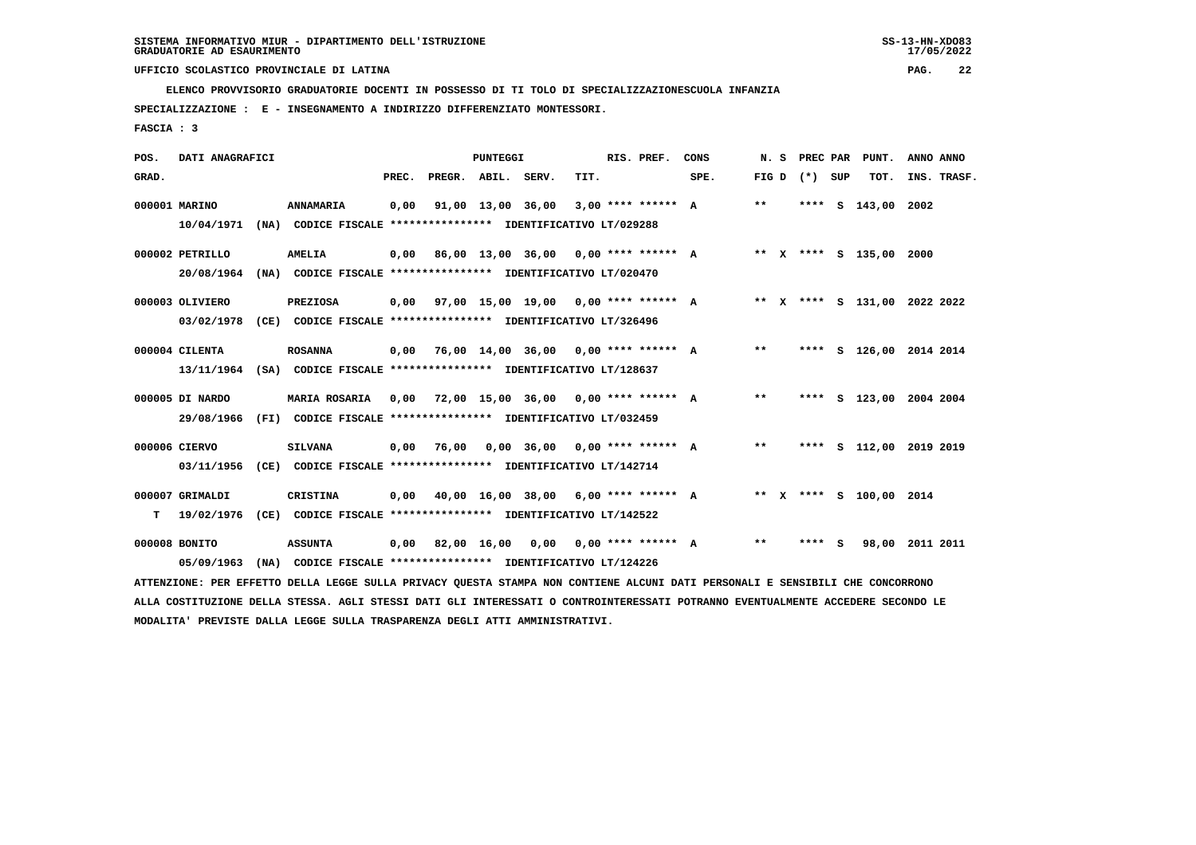UFFICIO SCOLASTICO PROVINCIALE DI LATINA

**ELENCO PROVVISORIO GRADUATORIE DOCENTI IN POSSESSO DI TI TOLO DI SPECIALIZZAZIONESCUOLA INFANZIA**

**SPECIALIZZAZIONE : E - INSEGNAMENTO A INDIRIZZO DIFFERENZIATO MONTESSORI.**

**FASCIA : 3**

| POS. GRAD. | DATI ANAGRAFICI | | PREC. | PREGR. | ABIL. | SERV. | TIT. | RIS. PREF. | CONS SPE. | N. S FIG D | PREC PAR (*) | SUP | PUNT. TOT. | ANNO INS. | ANNO TRASF. |
|---|---|---|---|---|---|---|---|---|---|---|---|---|---|---|---|
| 000001 | MARINO | ANNAMARIA | 0,00 | 91,00 | 13,00 | 36,00 | 3,00 | **** ****** | A | ** | **** | S | 143,00 | 2002 | |
| | 10/04/1971 (NA) CODICE FISCALE **************** IDENTIFICATIVO LT/029288 | | | | | | | | | | | | | | |
| 000002 | PETRILLO | AMELIA | 0,00 | 86,00 | 13,00 | 36,00 | 0,00 | **** ****** | A | ** X | **** | S | 135,00 | 2000 | |
| | 20/08/1964 (NA) CODICE FISCALE **************** IDENTIFICATIVO LT/020470 | | | | | | | | | | | | | | |
| 000003 | OLIVIERO | PREZIOSA | 0,00 | 97,00 | 15,00 | 19,00 | 0,00 | **** ****** | A | ** X | **** | S | 131,00 | 2022 | 2022 |
| | 03/02/1978 (CE) CODICE FISCALE **************** IDENTIFICATIVO LT/326496 | | | | | | | | | | | | | | |
| 000004 | CILENTA | ROSANNA | 0,00 | 76,00 | 14,00 | 36,00 | 0,00 | **** ****** | A | ** | **** | S | 126,00 | 2014 | 2014 |
| | 13/11/1964 (SA) CODICE FISCALE **************** IDENTIFICATIVO LT/128637 | | | | | | | | | | | | | | |
| 000005 | DI NARDO | MARIA ROSARIA | 0,00 | 72,00 | 15,00 | 36,00 | 0,00 | **** ****** | A | ** | **** | S | 123,00 | 2004 | 2004 |
| | 29/08/1966 (FI) CODICE FISCALE **************** IDENTIFICATIVO LT/032459 | | | | | | | | | | | | | | |
| 000006 | CIERVO | SILVANA | 0,00 | 76,00 | 0,00 | 36,00 | 0,00 | **** ****** | A | ** | **** | S | 112,00 | 2019 | 2019 |
| | 03/11/1956 (CE) CODICE FISCALE **************** IDENTIFICATIVO LT/142714 | | | | | | | | | | | | | | |
| 000007 | GRIMALDI | CRISTINA | 0,00 | 40,00 | 16,00 | 38,00 | 6,00 | **** ****** | A | ** X | **** | S | 100,00 | 2014 | |
| T | 19/02/1976 (CE) CODICE FISCALE **************** IDENTIFICATIVO LT/142522 | | | | | | | | | | | | | | |
| 000008 | BONITO | ASSUNTA | 0,00 | 82,00 | 16,00 | 0,00 | 0,00 | **** ****** | A | ** | **** | S | 98,00 | 2011 | 2011 |
| | 05/09/1963 (NA) CODICE FISCALE **************** IDENTIFICATIVO LT/124226 | | | | | | | | | | | | | | |

ATTENZIONE: PER EFFETTO DELLA LEGGE SULLA PRIVACY QUESTA STAMPA NON CONTIENE ALCUNI DATI PERSONALI E SENSIBILI CHE CONCORRONO ALLA COSTITUZIONE DELLA STESSA. AGLI STESSI DATI GLI INTERESSATI O CONTROINTERESSATI POTRANNO EVENTUALMENTE ACCEDERE SECONDO LE MODALITA' PREVISTE DALLA LEGGE SULLA TRASPARENZA DEGLI ATTI AMMINISTRATIVI.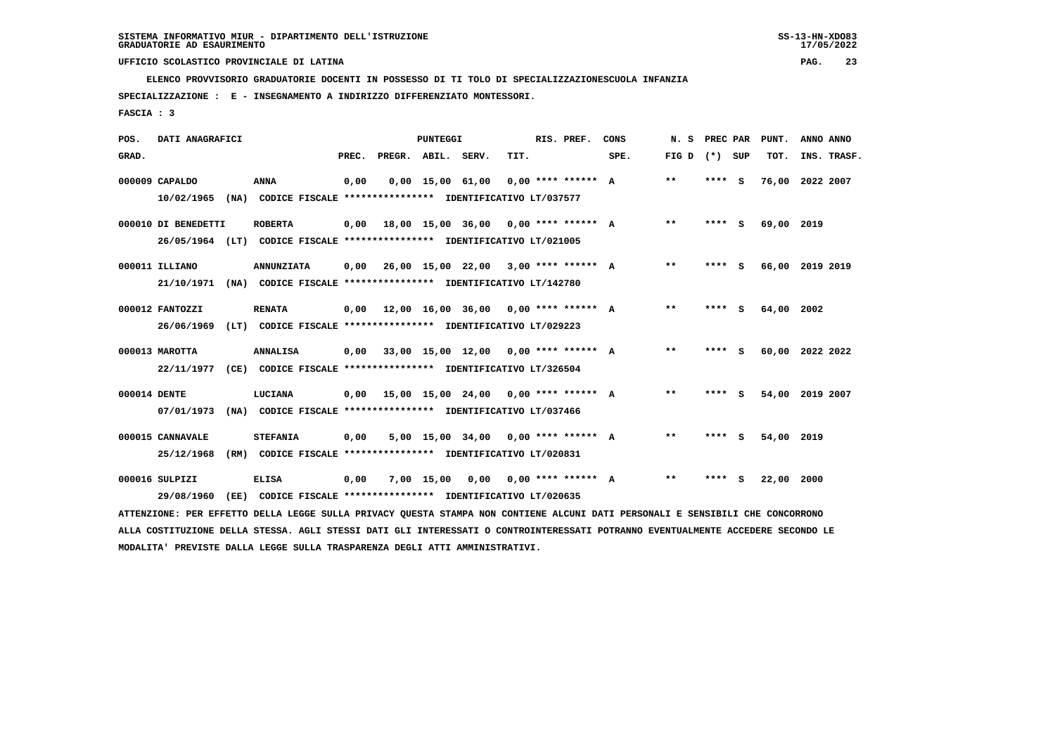SISTEMA INFORMATIVO MIUR - DIPARTIMENTO DELL'ISTRUZIONE
GRADUATORIE AD ESAURIMENTO

UFFICIO SCOLASTICO PROVINCIALE DI LATINA

**ELENCO PROVVISORIO GRADUATORIE DOCENTI IN POSSESSO DI TI TOLO DI SPECIALIZZAZIONESCUOLA INFANZIA**

**SPECIALIZZAZIONE : E - INSEGNAMENTO A INDIRIZZO DIFFERENZIATO MONTESSORI.**

**FASCIA : 3**

| POS. GRAD. | DATI ANAGRAFICI | | PREC. | PREGR. | ABIL. | SERV. | TIT. | RIS. PREF. | CONS SPE. | N. S FIG D | PREC PAR (*) | SUP | PUNT. TOT. | ANNO INS. | ANNO TRASF. |
|---|---|---|---|---|---|---|---|---|---|---|---|---|---|---|---|
| 000009 | CAPALDO | ANNA | 0,00 | 0,00 | 15,00 | 61,00 | 0,00 | **** ****** | A | ** | **** | S | 76,00 | 2022 | 2007 |
| | 10/02/1965 (NA) CODICE FISCALE **************** IDENTIFICATIVO LT/037577 | | | | | | | | | | | | | | |
| 000010 | DI BENEDETTI | ROBERTA | 0,00 | 18,00 | 15,00 | 36,00 | 0,00 | **** ****** | A | ** | **** | S | 69,00 | 2019 | |
| | 26/05/1964 (LT) CODICE FISCALE **************** IDENTIFICATIVO LT/021005 | | | | | | | | | | | | | | |
| 000011 | ILLIANO | ANNUNZIATA | 0,00 | 26,00 | 15,00 | 22,00 | 3,00 | **** ****** | A | ** | **** | S | 66,00 | 2019 | 2019 |
| | 21/10/1971 (NA) CODICE FISCALE **************** IDENTIFICATIVO LT/142780 | | | | | | | | | | | | | | |
| 000012 | FANTOZZI | RENATA | 0,00 | 12,00 | 16,00 | 36,00 | 0,00 | **** ****** | A | ** | **** | S | 64,00 | 2002 | |
| | 26/06/1969 (LT) CODICE FISCALE **************** IDENTIFICATIVO LT/029223 | | | | | | | | | | | | | | |
| 000013 | MAROTTA | ANNALISA | 0,00 | 33,00 | 15,00 | 12,00 | 0,00 | **** ****** | A | ** | **** | S | 60,00 | 2022 | 2022 |
| | 22/11/1977 (CE) CODICE FISCALE **************** IDENTIFICATIVO LT/326504 | | | | | | | | | | | | | | |
| 000014 | DENTE | LUCIANA | 0,00 | 15,00 | 15,00 | 24,00 | 0,00 | **** ****** | A | ** | **** | S | 54,00 | 2019 | 2007 |
| | 07/01/1973 (NA) CODICE FISCALE **************** IDENTIFICATIVO LT/037466 | | | | | | | | | | | | | | |
| 000015 | CANNAVALE | STEFANIA | 0,00 | 5,00 | 15,00 | 34,00 | 0,00 | **** ****** | A | ** | **** | S | 54,00 | 2019 | |
| | 25/12/1968 (RM) CODICE FISCALE **************** IDENTIFICATIVO LT/020831 | | | | | | | | | | | | | | |
| 000016 | SULPIZI | ELISA | 0,00 | 7,00 | 15,00 | 0,00 | 0,00 | **** ****** | A | ** | **** | S | 22,00 | 2000 | |
| | 29/08/1960 (EE) CODICE FISCALE **************** IDENTIFICATIVO LT/020635 | | | | | | | | | | | | | | |

ATTENZIONE: PER EFFETTO DELLA LEGGE SULLA PRIVACY QUESTA STAMPA NON CONTIENE ALCUNI DATI PERSONALI E SENSIBILI CHE CONCORRONO ALLA COSTITUZIONE DELLA STESSA. AGLI STESSI DATI GLI INTERESSATI O CONTROINTERESSATI POTRANNO EVENTUALMENTE ACCEDERE SECONDO LE MODALITA' PREVISTE DALLA LEGGE SULLA TRASPARENZA DEGLI ATTI AMMINISTRATIVI.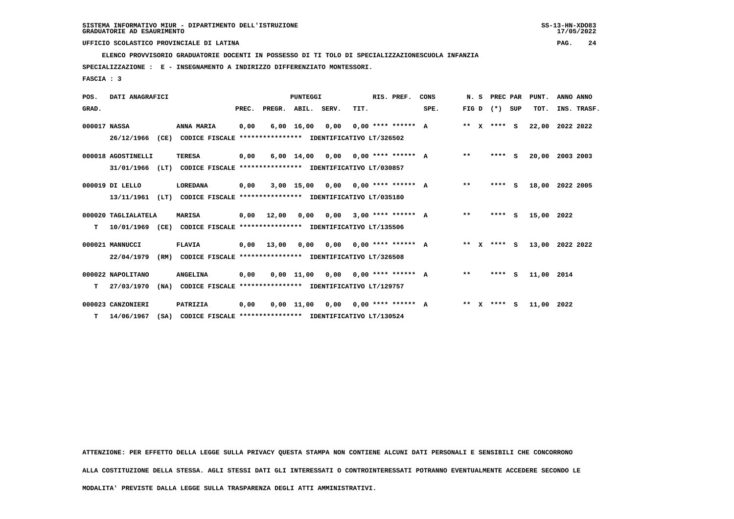SISTEMA INFORMATIVO MIUR - DIPARTIMENTO DELL'ISTRUZIONE
GRADUATORIE AD ESAURIMENTO

UFFICIO SCOLASTICO PROVINCIALE DI LATINA

**ELENCO PROVVISORIO GRADUATORIE DOCENTI IN POSSESSO DI TI TOLO DI SPECIALIZZAZIONESCUOLA INFANZIA**

**SPECIALIZZAZIONE : E - INSEGNAMENTO A INDIRIZZO DIFFERENZIATO MONTESSORI.**

**FASCIA : 3**

| POS. GRAD. | DATI ANAGRAFICI | | PREC. | PREGR. | ABIL. | SERV. | TIT. | RIS. PREF. | CONS SPE. | N. S FIG D | PREC PAR (*) | SUP | PUNT. TOT. | ANNO INS. | ANNO TRASF. |
|---|---|---|---|---|---|---|---|---|---|---|---|---|---|---|---|
| 000017 | NASSA | ANNA MARIA | 0,00 | 6,00 | 16,00 | 0,00 | 0,00 | **** ****** | A | ** X | **** | S | 22,00 | 2022 | 2022 |
| | 26/12/1966 (CE) CODICE FISCALE **************** IDENTIFICATIVO LT/326502 | | | | | | | | | | | | | | |
| 000018 | AGOSTINELLI | TERESA | 0,00 | 6,00 | 14,00 | 0,00 | 0,00 | **** ****** | A | ** | **** | S | 20,00 | 2003 | 2003 |
| | 31/01/1966 (LT) CODICE FISCALE **************** IDENTIFICATIVO LT/030857 | | | | | | | | | | | | | | |
| 000019 | DI LELLO | LOREDANA | 0,00 | 3,00 | 15,00 | 0,00 | 0,00 | **** ****** | A | ** | **** | S | 18,00 | 2022 | 2005 |
| | 13/11/1961 (LT) CODICE FISCALE **************** IDENTIFICATIVO LT/035180 | | | | | | | | | | | | | | |
| 000020 | TAGLIALATELA | MARISA | 0,00 | 12,00 | 0,00 | 0,00 | 3,00 | **** ****** | A | ** | **** | S | 15,00 | 2022 | |
| T | 10/01/1969 (CE) CODICE FISCALE **************** IDENTIFICATIVO LT/135506 | | | | | | | | | | | | | | |
| 000021 | MANNUCCI | FLAVIA | 0,00 | 13,00 | 0,00 | 0,00 | 0,00 | **** ****** | A | ** X | **** | S | 13,00 | 2022 | 2022 |
| | 22/04/1979 (RM) CODICE FISCALE **************** IDENTIFICATIVO LT/326508 | | | | | | | | | | | | | | |
| 000022 | NAPOLITANO | ANGELINA | 0,00 | 0,00 | 11,00 | 0,00 | 0,00 | **** ****** | A | ** | **** | S | 11,00 | 2014 | |
| T | 27/03/1970 (NA) CODICE FISCALE **************** IDENTIFICATIVO LT/129757 | | | | | | | | | | | | | | |
| 000023 | CANZONIERI | PATRIZIA | 0,00 | 0,00 | 11,00 | 0,00 | 0,00 | **** ****** | A | ** X | **** | S | 11,00 | 2022 | |
| T | 14/06/1967 (SA) CODICE FISCALE **************** IDENTIFICATIVO LT/130524 | | | | | | | | | | | | | | |

ATTENZIONE: PER EFFETTO DELLA LEGGE SULLA PRIVACY QUESTA STAMPA NON CONTIENE ALCUNI DATI PERSONALI E SENSIBILI CHE CONCORRONO ALLA COSTITUZIONE DELLA STESSA. AGLI STESSI DATI GLI INTERESSATI O CONTROINTERESSATI POTRANNO EVENTUALMENTE ACCEDERE SECONDO LE MODALITA' PREVISTE DALLA LEGGE SULLA TRASPARENZA DEGLI ATTI AMMINISTRATIVI.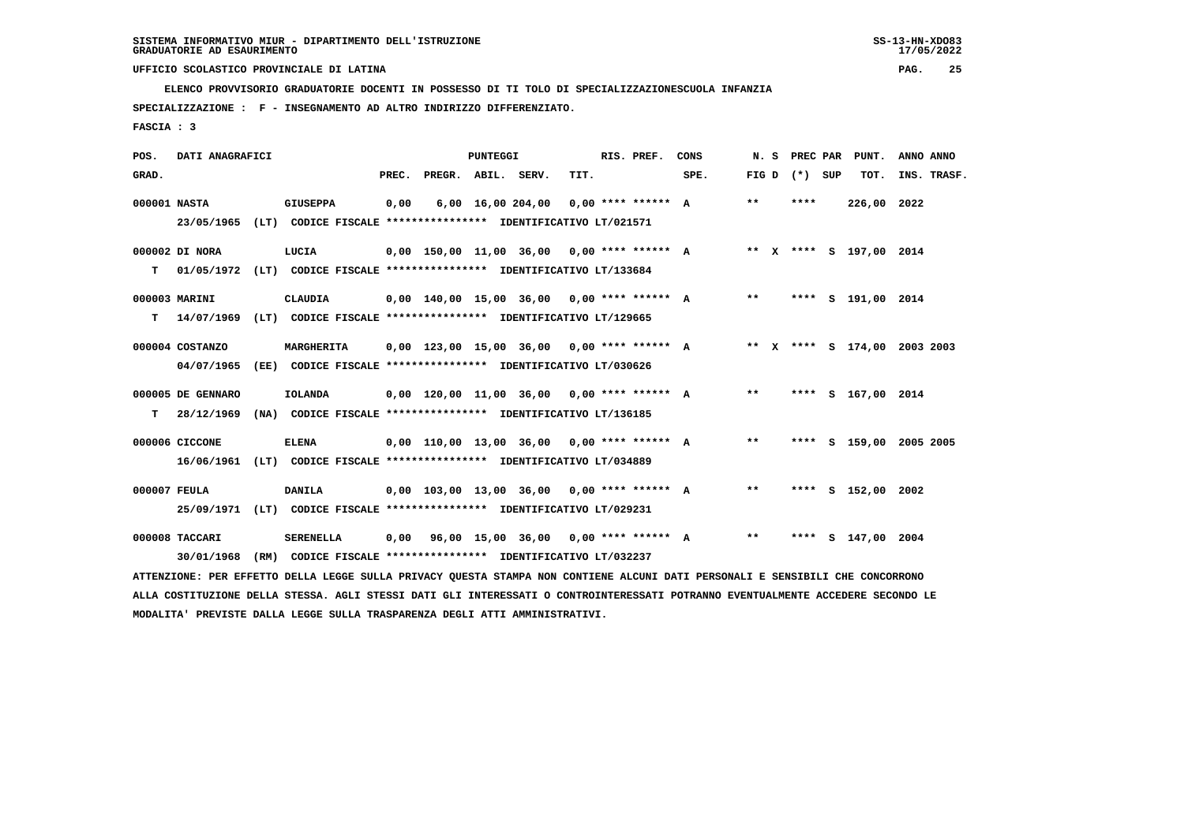SISTEMA INFORMATIVO MIUR - DIPARTIMENTO DELL'ISTRUZIONE
GRADUATORIE AD ESAURIMENTO

UFFICIO SCOLASTICO PROVINCIALE DI LATINA

ELENCO PROVVISORIO GRADUATORIE DOCENTI IN POSSESSO DI TI TOLO DI SPECIALIZZAZIONESCUOLA INFANZIA

SPECIALIZZAZIONE : F - INSEGNAMENTO AD ALTRO INDIRIZZO DIFFERENZIATO.

FASCIA : 3

| POS. GRAD. | DATI ANAGRAFICI | | PREC. | PREGR. | ABIL. | SERV. | TIT. | RIS. PREF. | CONS SPE. | N. S FIG D | PREC PAR (*) | SUP | PUNT. TOT. | ANNO INS. | ANNO TRASF. |
|---|---|---|---|---|---|---|---|---|---|---|---|---|---|---|---|
| 000001 | NASTA | GIUSEPPA | 0,00 | 6,00 | 16,00 | 204,00 | 0,00 | **** ****** | A | ** | **** | | 226,00 | 2022 | |
| | 23/05/1965 (LT) CODICE FISCALE **************** IDENTIFICATIVO LT/021571 | | | | | | | | | | | | | | |
| 000002 | DI NORA | LUCIA | 0,00 | 150,00 | 11,00 | 36,00 | 0,00 | **** ****** | A | ** X | **** | S | 197,00 | 2014 | |
| T | 01/05/1972 (LT) CODICE FISCALE **************** IDENTIFICATIVO LT/133684 | | | | | | | | | | | | | | |
| 000003 | MARINI | CLAUDIA | 0,00 | 140,00 | 15,00 | 36,00 | 0,00 | **** ****** | A | ** | **** | S | 191,00 | 2014 | |
| T | 14/07/1969 (LT) CODICE FISCALE **************** IDENTIFICATIVO LT/129665 | | | | | | | | | | | | | | |
| 000004 | COSTANZO | MARGHERITA | 0,00 | 123,00 | 15,00 | 36,00 | 0,00 | **** ****** | A | ** X | **** | S | 174,00 | 2003 | 2003 |
| | 04/07/1965 (EE) CODICE FISCALE **************** IDENTIFICATIVO LT/030626 | | | | | | | | | | | | | | |
| 000005 | DE GENNARO | IOLANDA | 0,00 | 120,00 | 11,00 | 36,00 | 0,00 | **** ****** | A | ** | **** | S | 167,00 | 2014 | |
| T | 28/12/1969 (NA) CODICE FISCALE **************** IDENTIFICATIVO LT/136185 | | | | | | | | | | | | | | |
| 000006 | CICCONE | ELENA | 0,00 | 110,00 | 13,00 | 36,00 | 0,00 | **** ****** | A | ** | **** | S | 159,00 | 2005 | 2005 |
| | 16/06/1961 (LT) CODICE FISCALE **************** IDENTIFICATIVO LT/034889 | | | | | | | | | | | | | | |
| 000007 | FEULA | DANILA | 0,00 | 103,00 | 13,00 | 36,00 | 0,00 | **** ****** | A | ** | **** | S | 152,00 | 2002 | |
| | 25/09/1971 (LT) CODICE FISCALE **************** IDENTIFICATIVO LT/029231 | | | | | | | | | | | | | | |
| 000008 | TACCARI | SERENELLA | 0,00 | 96,00 | 15,00 | 36,00 | 0,00 | **** ****** | A | ** | **** | S | 147,00 | 2004 | |
| | 30/01/1968 (RM) CODICE FISCALE **************** IDENTIFICATIVO LT/032237 | | | | | | | | | | | | | | |

ATTENZIONE: PER EFFETTO DELLA LEGGE SULLA PRIVACY QUESTA STAMPA NON CONTIENE ALCUNI DATI PERSONALI E SENSIBILI CHE CONCORRONO ALLA COSTITUZIONE DELLA STESSA. AGLI STESSI DATI GLI INTERESSATI O CONTROINTERESSATI POTRANNO EVENTUALMENTE ACCEDERE SECONDO LE MODALITA' PREVISTE DALLA LEGGE SULLA TRASPARENZA DEGLI ATTI AMMINISTRATIVI.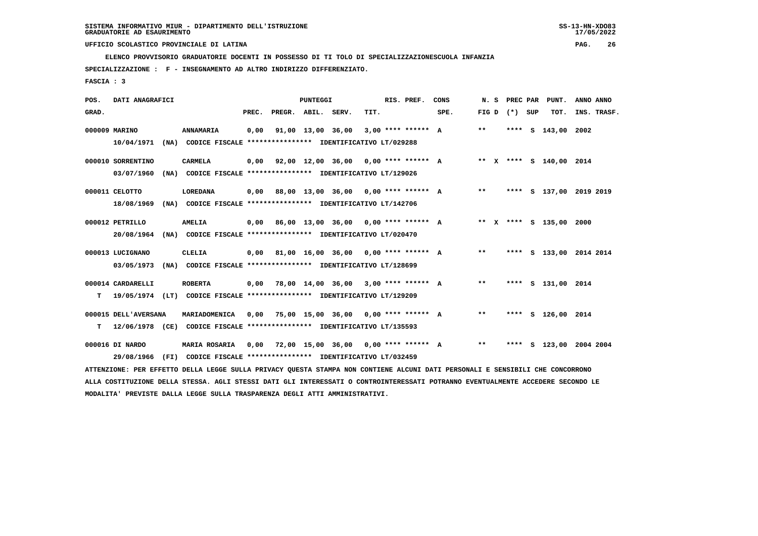SISTEMA INFORMATIVO MIUR - DIPARTIMENTO DELL'ISTRUZIONE
GRADUATORIE AD ESAURIMENTO

UFFICIO SCOLASTICO PROVINCIALE DI LATINA

**ELENCO PROVVISORIO GRADUATORIE DOCENTI IN POSSESSO DI TI TOLO DI SPECIALIZZAZIONESCUOLA INFANZIA**

**SPECIALIZZAZIONE : F - INSEGNAMENTO AD ALTRO INDIRIZZO DIFFERENZIATO.**

**FASCIA : 3**

| POS. GRAD. | DATI ANAGRAFICI | | PREC. | PREGR. | ABIL. | SERV. | TIT. | RIS. PREF. | CONS SPE. | N. S FIG D | PREC PAR (*) SUP | PUNT. TOT. | ANNO INS. | ANNO TRASF. |
|---|---|---|---|---|---|---|---|---|---|---|---|---|---|---|
| 000009 | MARINO | ANNAMARIA | 0,00 | 91,00 | 13,00 | 36,00 | 3,00 | **** ****** | A | ** | **** S | 143,00 | 2002 | |
| | 10/04/1971 (NA) CODICE FISCALE **************** IDENTIFICATIVO LT/029288 | | | | | | | | | | | | | |
| 000010 | SORRENTINO | CARMELA | 0,00 | 92,00 | 12,00 | 36,00 | 0,00 | **** ****** | A | ** X | **** S | 140,00 | 2014 | |
| | 03/07/1960 (NA) CODICE FISCALE **************** IDENTIFICATIVO LT/129026 | | | | | | | | | | | | | |
| 000011 | CELOTTO | LOREDANA | 0,00 | 88,00 | 13,00 | 36,00 | 0,00 | **** ****** | A | ** | **** S | 137,00 | 2019 | 2019 |
| | 18/08/1969 (NA) CODICE FISCALE **************** IDENTIFICATIVO LT/142706 | | | | | | | | | | | | | |
| 000012 | PETRILLO | AMELIA | 0,00 | 86,00 | 13,00 | 36,00 | 0,00 | **** ****** | A | ** X | **** S | 135,00 | 2000 | |
| | 20/08/1964 (NA) CODICE FISCALE **************** IDENTIFICATIVO LT/020470 | | | | | | | | | | | | | |
| 000013 | LUCIGNANO | CLELIA | 0,00 | 81,00 | 16,00 | 36,00 | 0,00 | **** ****** | A | ** | **** S | 133,00 | 2014 | 2014 |
| | 03/05/1973 (NA) CODICE FISCALE **************** IDENTIFICATIVO LT/128699 | | | | | | | | | | | | | |
| 000014 | CARDARELLI | ROBERTA | 0,00 | 78,00 | 14,00 | 36,00 | 3,00 | **** ****** | A | ** | **** S | 131,00 | 2014 | |
| T | 19/05/1974 (LT) CODICE FISCALE **************** IDENTIFICATIVO LT/129209 | | | | | | | | | | | | | |
| 000015 | DELL'AVERSANA | MARIADOMENICA | 0,00 | 75,00 | 15,00 | 36,00 | 0,00 | **** ****** | A | ** | **** S | 126,00 | 2014 | |
| T | 12/06/1978 (CE) CODICE FISCALE **************** IDENTIFICATIVO LT/135593 | | | | | | | | | | | | | |
| 000016 | DI NARDO | MARIA ROSARIA | 0,00 | 72,00 | 15,00 | 36,00 | 0,00 | **** ****** | A | ** | **** S | 123,00 | 2004 | 2004 |
| | 29/08/1966 (FI) CODICE FISCALE **************** IDENTIFICATIVO LT/032459 | | | | | | | | | | | | | |

ATTENZIONE: PER EFFETTO DELLA LEGGE SULLA PRIVACY QUESTA STAMPA NON CONTIENE ALCUNI DATI PERSONALI E SENSIBILI CHE CONCORRONO ALLA COSTITUZIONE DELLA STESSA. AGLI STESSI DATI GLI INTERESSATI O CONTROINTERESSATI POTRANNO EVENTUALMENTE ACCEDERE SECONDO LE MODALITA' PREVISTE DALLA LEGGE SULLA TRASPARENZA DEGLI ATTI AMMINISTRATIVI.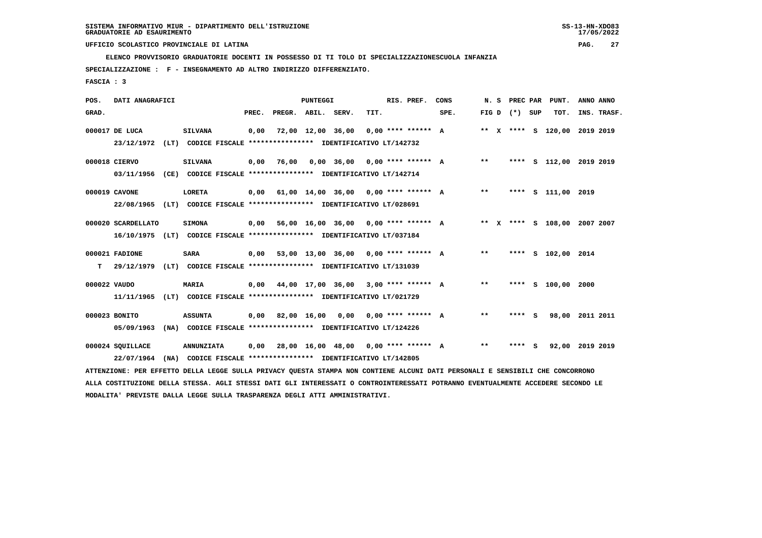SISTEMA INFORMATIVO MIUR - DIPARTIMENTO DELL'ISTRUZIONE
GRADUATORIE AD ESAURIMENTO

UFFICIO SCOLASTICO PROVINCIALE DI LATINA

ELENCO PROVVISORIO GRADUATORIE DOCENTI IN POSSESSO DI TI TOLO DI SPECIALIZZAZIONESCUOLA INFANZIA

SPECIALIZZAZIONE : F - INSEGNAMENTO AD ALTRO INDIRIZZO DIFFERENZIATO.

FASCIA : 3

| POS. GRAD. | DATI ANAGRAFICI | | PREC. | PREGR. | ABIL. | SERV. | TIT. | RIS. PREF. | CONS SPE. | N. S FIG D | PREC PAR (*) | SUP | PUNT. TOT. | ANNO INS. | ANNO TRASF. |
|---|---|---|---|---|---|---|---|---|---|---|---|---|---|---|---|
| 000017 | DE LUCA | SILVANA | 0,00 | 72,00 | 12,00 | 36,00 | 0,00 | **** ****** | A | ** X | **** | S | 120,00 | 2019 | 2019 |
| | 23/12/1972 (LT) CODICE FISCALE **************** IDENTIFICATIVO LT/142732 | | | | | | | | | | | | | | |
| 000018 | CIERVO | SILVANA | 0,00 | 76,00 | 0,00 | 36,00 | 0,00 | **** ****** | A | ** | **** | S | 112,00 | 2019 | 2019 |
| | 03/11/1956 (CE) CODICE FISCALE **************** IDENTIFICATIVO LT/142714 | | | | | | | | | | | | | | |
| 000019 | CAVONE | LORETA | 0,00 | 61,00 | 14,00 | 36,00 | 0,00 | **** ****** | A | ** | **** | S | 111,00 | 2019 | |
| | 22/08/1965 (LT) CODICE FISCALE **************** IDENTIFICATIVO LT/028691 | | | | | | | | | | | | | | |
| 000020 | SCARDELLATO | SIMONA | 0,00 | 56,00 | 16,00 | 36,00 | 0,00 | **** ****** | A | ** X | **** | S | 108,00 | 2007 | 2007 |
| | 16/10/1975 (LT) CODICE FISCALE **************** IDENTIFICATIVO LT/037184 | | | | | | | | | | | | | | |
| 000021 | FADIONE | SARA | 0,00 | 53,00 | 13,00 | 36,00 | 0,00 | **** ****** | A | ** | **** | S | 102,00 | 2014 | |
| T | 29/12/1979 (LT) CODICE FISCALE **************** IDENTIFICATIVO LT/131039 | | | | | | | | | | | | | | |
| 000022 | VAUDO | MARIA | 0,00 | 44,00 | 17,00 | 36,00 | 3,00 | **** ****** | A | ** | **** | S | 100,00 | 2000 | |
| | 11/11/1965 (LT) CODICE FISCALE **************** IDENTIFICATIVO LT/021729 | | | | | | | | | | | | | | |
| 000023 | BONITO | ASSUNTA | 0,00 | 82,00 | 16,00 | 0,00 | 0,00 | **** ****** | A | ** | **** | S | 98,00 | 2011 | 2011 |
| | 05/09/1963 (NA) CODICE FISCALE **************** IDENTIFICATIVO LT/124226 | | | | | | | | | | | | | | |
| 000024 | SQUILLACE | ANNUNZIATA | 0,00 | 28,00 | 16,00 | 48,00 | 0,00 | **** ****** | A | ** | **** | S | 92,00 | 2019 | 2019 |
| | 22/07/1964 (NA) CODICE FISCALE **************** IDENTIFICATIVO LT/142805 | | | | | | | | | | | | | | |

ATTENZIONE: PER EFFETTO DELLA LEGGE SULLA PRIVACY QUESTA STAMPA NON CONTIENE ALCUNI DATI PERSONALI E SENSIBILI CHE CONCORRONO ALLA COSTITUZIONE DELLA STESSA. AGLI STESSI DATI GLI INTERESSATI O CONTROINTERESSATI POTRANNO EVENTUALMENTE ACCEDERE SECONDO LE MODALITA' PREVISTE DALLA LEGGE SULLA TRASPARENZA DEGLI ATTI AMMINISTRATIVI.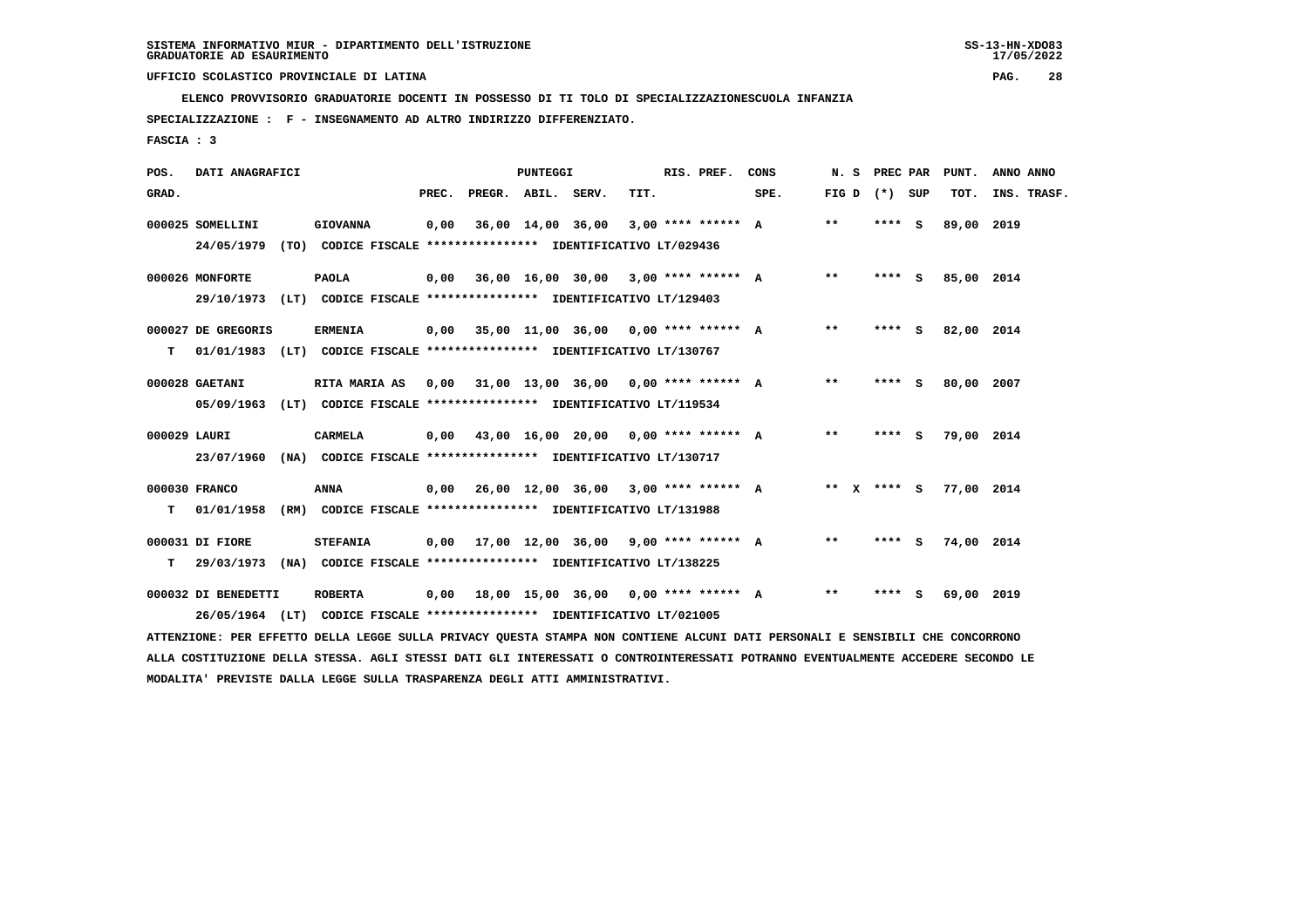SISTEMA INFORMATIVO MIUR - DIPARTIMENTO DELL'ISTRUZIONE
GRADUATORIE AD ESAURIMENTO

UFFICIO SCOLASTICO PROVINCIALE DI LATINA

ELENCO PROVVISORIO GRADUATORIE DOCENTI IN POSSESSO DI TI TOLO DI SPECIALIZZAZIONESCUOLA INFANZIA

SPECIALIZZAZIONE : F - INSEGNAMENTO AD ALTRO INDIRIZZO DIFFERENZIATO.

FASCIA : 3

| POS. GRAD. | DATI ANAGRAFICI | | PREC. | PREGR. | ABIL. | SERV. | TIT. | RIS. PREF. | CONS SPE. | N. S FIG D | PREC PAR (*) SUP | PUNT. TOT. | ANNO INS. | ANNO TRASF. |
|---|---|---|---|---|---|---|---|---|---|---|---|---|---|---|
| 000025 | SOMELLINI 24/05/1979 (TO) CODICE FISCALE **************** IDENTIFICATIVO LT/029436 | GIOVANNA | 0,00 | 36,00 | 14,00 | 36,00 | 3,00 | **** ****** | A | ** | **** S | 89,00 | 2019 | |
| 000026 | MONFORTE 29/10/1973 (LT) CODICE FISCALE **************** IDENTIFICATIVO LT/129403 | PAOLA | 0,00 | 36,00 | 16,00 | 30,00 | 3,00 | **** ****** | A | ** | **** S | 85,00 | 2014 | |
| 000027 T | DE GREGORIS 01/01/1983 (LT) CODICE FISCALE **************** IDENTIFICATIVO LT/130767 | ERMENIA | 0,00 | 35,00 | 11,00 | 36,00 | 0,00 | **** ****** | A | ** | **** S | 82,00 | 2014 | |
| 000028 | GAETANI 05/09/1963 (LT) CODICE FISCALE **************** IDENTIFICATIVO LT/119534 | RITA MARIA AS | 0,00 | 31,00 | 13,00 | 36,00 | 0,00 | **** ****** | A | ** | **** S | 80,00 | 2007 | |
| 000029 | LAURI 23/07/1960 (NA) CODICE FISCALE **************** IDENTIFICATIVO LT/130717 | CARMELA | 0,00 | 43,00 | 16,00 | 20,00 | 0,00 | **** ****** | A | ** | **** S | 79,00 | 2014 | |
| 000030 T | FRANCO 01/01/1958 (RM) CODICE FISCALE **************** IDENTIFICATIVO LT/131988 | ANNA | 0,00 | 26,00 | 12,00 | 36,00 | 3,00 | **** ****** | A | ** X | **** S | 77,00 | 2014 | |
| 000031 T | DI FIORE 29/03/1973 (NA) CODICE FISCALE **************** IDENTIFICATIVO LT/138225 | STEFANIA | 0,00 | 17,00 | 12,00 | 36,00 | 9,00 | **** ****** | A | ** | **** S | 74,00 | 2014 | |
| 000032 | DI BENEDETTI 26/05/1964 (LT) CODICE FISCALE **************** IDENTIFICATIVO LT/021005 | ROBERTA | 0,00 | 18,00 | 15,00 | 36,00 | 0,00 | **** ****** | A | ** | **** S | 69,00 | 2019 | |

ATTENZIONE: PER EFFETTO DELLA LEGGE SULLA PRIVACY QUESTA STAMPA NON CONTIENE ALCUNI DATI PERSONALI E SENSIBILI CHE CONCORRONO ALLA COSTITUZIONE DELLA STESSA. AGLI STESSI DATI GLI INTERESSATI O CONTROINTERESSATI POTRANNO EVENTUALMENTE ACCEDERE SECONDO LE MODALITA' PREVISTE DALLA LEGGE SULLA TRASPARENZA DEGLI ATTI AMMINISTRATIVI.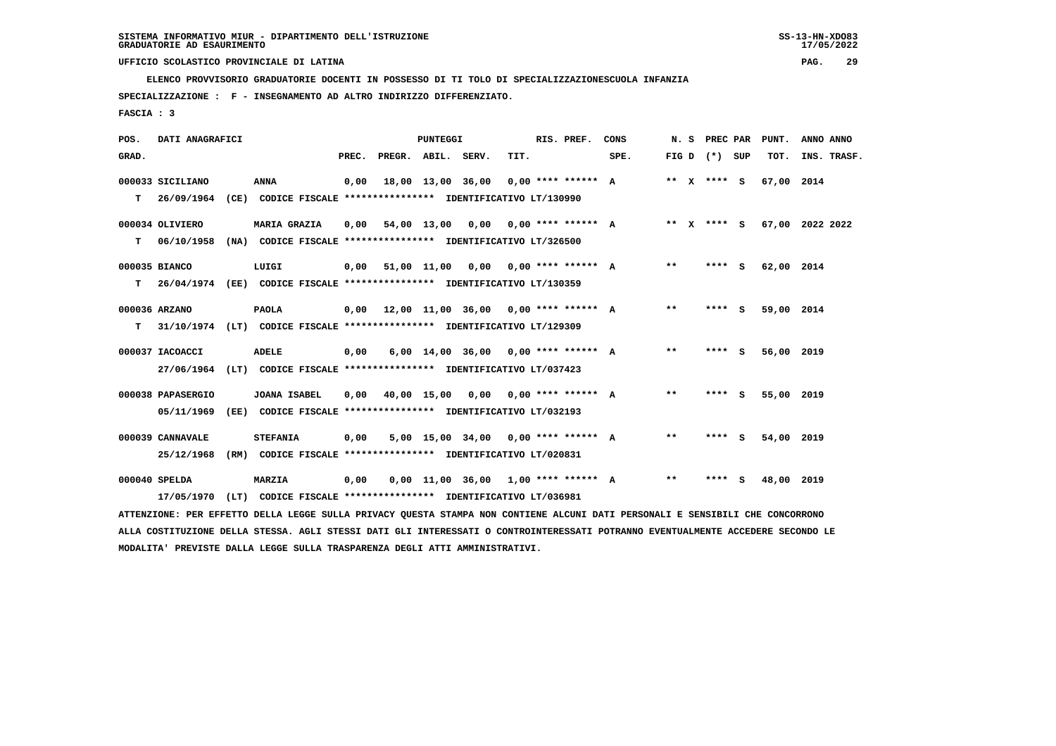SISTEMA INFORMATIVO MIUR - DIPARTIMENTO DELL'ISTRUZIONE
GRADUATORIE AD ESAURIMENTO

UFFICIO SCOLASTICO PROVINCIALE DI LATINA

ELENCO PROVVISORIO GRADUATORIE DOCENTI IN POSSESSO DI TI TOLO DI SPECIALIZZAZIONESCUOLA INFANZIA

SPECIALIZZAZIONE : F - INSEGNAMENTO AD ALTRO INDIRIZZO DIFFERENZIATO.

FASCIA : 3

| POS. GRAD. | DATI ANAGRAFICI | | PREC. | PREGR. | ABIL. | SERV. | TIT. | RIS. PREF. | CONS SPE. | N. S FIG D | PREC PAR (*) | SUP | PUNT. TOT. | ANNO INS. | ANNO TRASF. |
|---|---|---|---|---|---|---|---|---|---|---|---|---|---|---|---|
| 000033 SICILIANO | | ANNA | 0,00 | 18,00 | 13,00 | 36,00 | 0,00 | **** ****** | A | ** X | **** | S | 67,00 | 2014 | |
| T | 26/09/1964 (CE) | CODICE FISCALE **************** IDENTIFICATIVO LT/130990 | | | | | | | | | | | | | |
| 000034 OLIVIERO | | MARIA GRAZIA | 0,00 | 54,00 | 13,00 | 0,00 | 0,00 | **** ****** | A | ** X | **** | S | 67,00 | 2022 | 2022 |
| T | 06/10/1958 (NA) | CODICE FISCALE **************** IDENTIFICATIVO LT/326500 | | | | | | | | | | | | | |
| 000035 BIANCO | | LUIGI | 0,00 | 51,00 | 11,00 | 0,00 | 0,00 | **** ****** | A | ** | **** | S | 62,00 | 2014 | |
| T | 26/04/1974 (EE) | CODICE FISCALE **************** IDENTIFICATIVO LT/130359 | | | | | | | | | | | | | |
| 000036 ARZANO | | PAOLA | 0,00 | 12,00 | 11,00 | 36,00 | 0,00 | **** ****** | A | ** | **** | S | 59,00 | 2014 | |
| T | 31/10/1974 (LT) | CODICE FISCALE **************** IDENTIFICATIVO LT/129309 | | | | | | | | | | | | | |
| 000037 IACOACCI | | ADELE | 0,00 | 6,00 | 14,00 | 36,00 | 0,00 | **** ****** | A | ** | **** | S | 56,00 | 2019 | |
| | 27/06/1964 (LT) | CODICE FISCALE **************** IDENTIFICATIVO LT/037423 | | | | | | | | | | | | | |
| 000038 PAPASERGIO | | JOANA ISABEL | 0,00 | 40,00 | 15,00 | 0,00 | 0,00 | **** ****** | A | ** | **** | S | 55,00 | 2019 | |
| | 05/11/1969 (EE) | CODICE FISCALE **************** IDENTIFICATIVO LT/032193 | | | | | | | | | | | | | |
| 000039 CANNAVALE | | STEFANIA | 0,00 | 5,00 | 15,00 | 34,00 | 0,00 | **** ****** | A | ** | **** | S | 54,00 | 2019 | |
| | 25/12/1968 (RM) | CODICE FISCALE **************** IDENTIFICATIVO LT/020831 | | | | | | | | | | | | | |
| 000040 SPELDA | | MARZIA | 0,00 | 0,00 | 11,00 | 36,00 | 1,00 | **** ****** | A | ** | **** | S | 48,00 | 2019 | |
| | 17/05/1970 (LT) | CODICE FISCALE **************** IDENTIFICATIVO LT/036981 | | | | | | | | | | | | | |

ATTENZIONE: PER EFFETTO DELLA LEGGE SULLA PRIVACY QUESTA STAMPA NON CONTIENE ALCUNI DATI PERSONALI E SENSIBILI CHE CONCORRONO ALLA COSTITUZIONE DELLA STESSA. AGLI STESSI DATI GLI INTERESSATI O CONTROINTERESSATI POTRANNO EVENTUALMENTE ACCEDERE SECONDO LE MODALITA' PREVISTE DALLA LEGGE SULLA TRASPARENZA DEGLI ATTI AMMINISTRATIVI.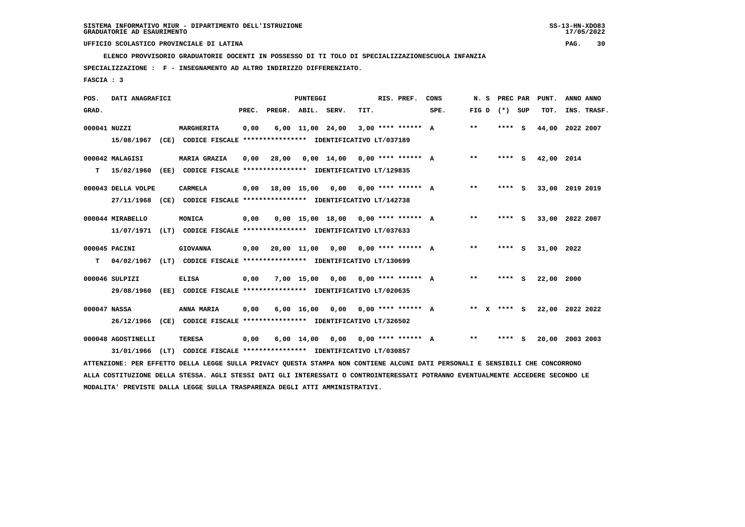SISTEMA INFORMATIVO MIUR - DIPARTIMENTO DELL'ISTRUZIONE
GRADUATORIE AD ESAURIMENTO

UFFICIO SCOLASTICO PROVINCIALE DI LATINA

ELENCO PROVVISORIO GRADUATORIE DOCENTI IN POSSESSO DI TI TOLO DI SPECIALIZZAZIONESCUOLA INFANZIA

SPECIALIZZAZIONE : F - INSEGNAMENTO AD ALTRO INDIRIZZO DIFFERENZIATO.

FASCIA : 3

| POS. GRAD. | DATI ANAGRAFICI | | PREC. | PREGR. | ABIL. | SERV. | TIT. | RIS. PREF. | CONS SPE. | N. S FIG D | PREC PAR (*) SUP | PUNT. TOT. | ANNO INS. | ANNO TRASF. |
|---|---|---|---|---|---|---|---|---|---|---|---|---|---|---|
| 000041 | NUZZI 15/08/1967 (CE) CODICE FISCALE **************** IDENTIFICATIVO LT/037189 | MARGHERITA | 0,00 | 6,00 | 11,00 | 24,00 | 3,00 | **** ****** | A | ** | **** S | 44,00 | 2022 | 2007 |
| 000042 | MALAGISI T 15/02/1960 (EE) CODICE FISCALE **************** IDENTIFICATIVO LT/129835 | MARIA GRAZIA | 0,00 | 28,00 | 0,00 | 14,00 | 0,00 | **** ****** | A | ** | **** S | 42,00 | 2014 | |
| 000043 | DELLA VOLPE 27/11/1968 (CE) CODICE FISCALE **************** IDENTIFICATIVO LT/142738 | CARMELA | 0,00 | 18,00 | 15,00 | 0,00 | 0,00 | **** ****** | A | ** | **** S | 33,00 | 2019 | 2019 |
| 000044 | MIRABELLO 11/07/1971 (LT) CODICE FISCALE **************** IDENTIFICATIVO LT/037633 | MONICA | 0,00 | 0,00 | 15,00 | 18,00 | 0,00 | **** ****** | A | ** | **** S | 33,00 | 2022 | 2007 |
| 000045 | PACINI T 04/02/1967 (LT) CODICE FISCALE **************** IDENTIFICATIVO LT/130699 | GIOVANNA | 0,00 | 20,00 | 11,00 | 0,00 | 0,00 | **** ****** | A | ** | **** S | 31,00 | 2022 | |
| 000046 | SULPIZI 29/08/1960 (EE) CODICE FISCALE **************** IDENTIFICATIVO LT/020635 | ELISA | 0,00 | 7,00 | 15,00 | 0,00 | 0,00 | **** ****** | A | ** | **** S | 22,00 | 2000 | |
| 000047 | NASSA 26/12/1966 (CE) CODICE FISCALE **************** IDENTIFICATIVO LT/326502 | ANNA MARIA | 0,00 | 6,00 | 16,00 | 0,00 | 0,00 | **** ****** | A | ** X | **** S | 22,00 | 2022 | 2022 |
| 000048 | AGOSTINELLI 31/01/1966 (LT) CODICE FISCALE **************** IDENTIFICATIVO LT/030857 | TERESA | 0,00 | 6,00 | 14,00 | 0,00 | 0,00 | **** ****** | A | ** | **** S | 20,00 | 2003 | 2003 |

ATTENZIONE: PER EFFETTO DELLA LEGGE SULLA PRIVACY QUESTA STAMPA NON CONTIENE ALCUNI DATI PERSONALI E SENSIBILI CHE CONCORRONO ALLA COSTITUZIONE DELLA STESSA. AGLI STESSI DATI GLI INTERESSATI O CONTROINTERESSATI POTRANNO EVENTUALMENTE ACCEDERE SECONDO LE MODALITA' PREVISTE DALLA LEGGE SULLA TRASPARENZA DEGLI ATTI AMMINISTRATIVI.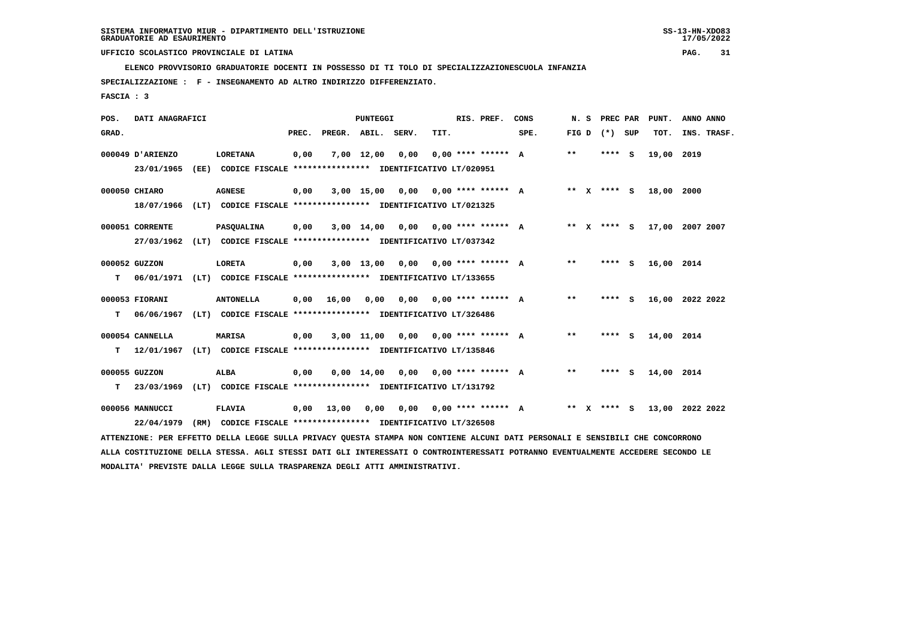SISTEMA INFORMATIVO MIUR - DIPARTIMENTO DELL'ISTRUZIONE
GRADUATORIE AD ESAURIMENTO

UFFICIO SCOLASTICO PROVINCIALE DI LATINA

ELENCO PROVVISORIO GRADUATORIE DOCENTI IN POSSESSO DI TI TOLO DI SPECIALIZZAZIONESCUOLA INFANZIA

SPECIALIZZAZIONE : F - INSEGNAMENTO AD ALTRO INDIRIZZO DIFFERENZIATO.

FASCIA : 3

| POS. GRAD. | DATI ANAGRAFICI | | PREC. | PREGR. | ABIL. | SERV. | TIT. | RIS. PREF. | CONS SPE. | N. S FIG D | PREC PAR (*) SUP | PUNT. TOT. | ANNO INS. | ANNO TRASF. |
|---|---|---|---|---|---|---|---|---|---|---|---|---|---|---|
| 000049 | D'ARIENZO | LORETANA | 0,00 | 7,00 | 12,00 | 0,00 | 0,00 | **** ****** | A | ** | **** S | 19,00 | 2019 | |
| | 23/01/1965 (EE) CODICE FISCALE **************** IDENTIFICATIVO LT/020951 | | | | | | | | | | | | | |
| 000050 | CHIARO | AGNESE | 0,00 | 3,00 | 15,00 | 0,00 | 0,00 | **** ****** | A | ** X | **** S | 18,00 | 2000 | |
| | 18/07/1966 (LT) CODICE FISCALE **************** IDENTIFICATIVO LT/021325 | | | | | | | | | | | | | |
| 000051 | CORRENTE | PASQUALINA | 0,00 | 3,00 | 14,00 | 0,00 | 0,00 | **** ****** | A | ** X | **** S | 17,00 | 2007 | 2007 |
| | 27/03/1962 (LT) CODICE FISCALE **************** IDENTIFICATIVO LT/037342 | | | | | | | | | | | | | |
| 000052 | GUZZON | LORETA | 0,00 | 3,00 | 13,00 | 0,00 | 0,00 | **** ****** | A | ** | **** S | 16,00 | 2014 | |
| T | 06/01/1971 (LT) CODICE FISCALE **************** IDENTIFICATIVO LT/133655 | | | | | | | | | | | | | |
| 000053 | FIORANI | ANTONELLA | 0,00 | 16,00 | 0,00 | 0,00 | 0,00 | **** ****** | A | ** | **** S | 16,00 | 2022 | 2022 |
| T | 06/06/1967 (LT) CODICE FISCALE **************** IDENTIFICATIVO LT/326486 | | | | | | | | | | | | | |
| 000054 | CANNELLA | MARISA | 0,00 | 3,00 | 11,00 | 0,00 | 0,00 | **** ****** | A | ** | **** S | 14,00 | 2014 | |
| T | 12/01/1967 (LT) CODICE FISCALE **************** IDENTIFICATIVO LT/135846 | | | | | | | | | | | | | |
| 000055 | GUZZON | ALBA | 0,00 | 0,00 | 14,00 | 0,00 | 0,00 | **** ****** | A | ** | **** S | 14,00 | 2014 | |
| T | 23/03/1969 (LT) CODICE FISCALE **************** IDENTIFICATIVO LT/131792 | | | | | | | | | | | | | |
| 000056 | MANNUCCI | FLAVIA | 0,00 | 13,00 | 0,00 | 0,00 | 0,00 | **** ****** | A | ** X | **** S | 13,00 | 2022 | 2022 |
| | 22/04/1979 (RM) CODICE FISCALE **************** IDENTIFICATIVO LT/326508 | | | | | | | | | | | | | |

ATTENZIONE: PER EFFETTO DELLA LEGGE SULLA PRIVACY QUESTA STAMPA NON CONTIENE ALCUNI DATI PERSONALI E SENSIBILI CHE CONCORRONO ALLA COSTITUZIONE DELLA STESSA. AGLI STESSI DATI GLI INTERESSATI O CONTROINTERESSATI POTRANNO EVENTUALMENTE ACCEDERE SECONDO LE MODALITA' PREVISTE DALLA LEGGE SULLA TRASPARENZA DEGLI ATTI AMMINISTRATIVI.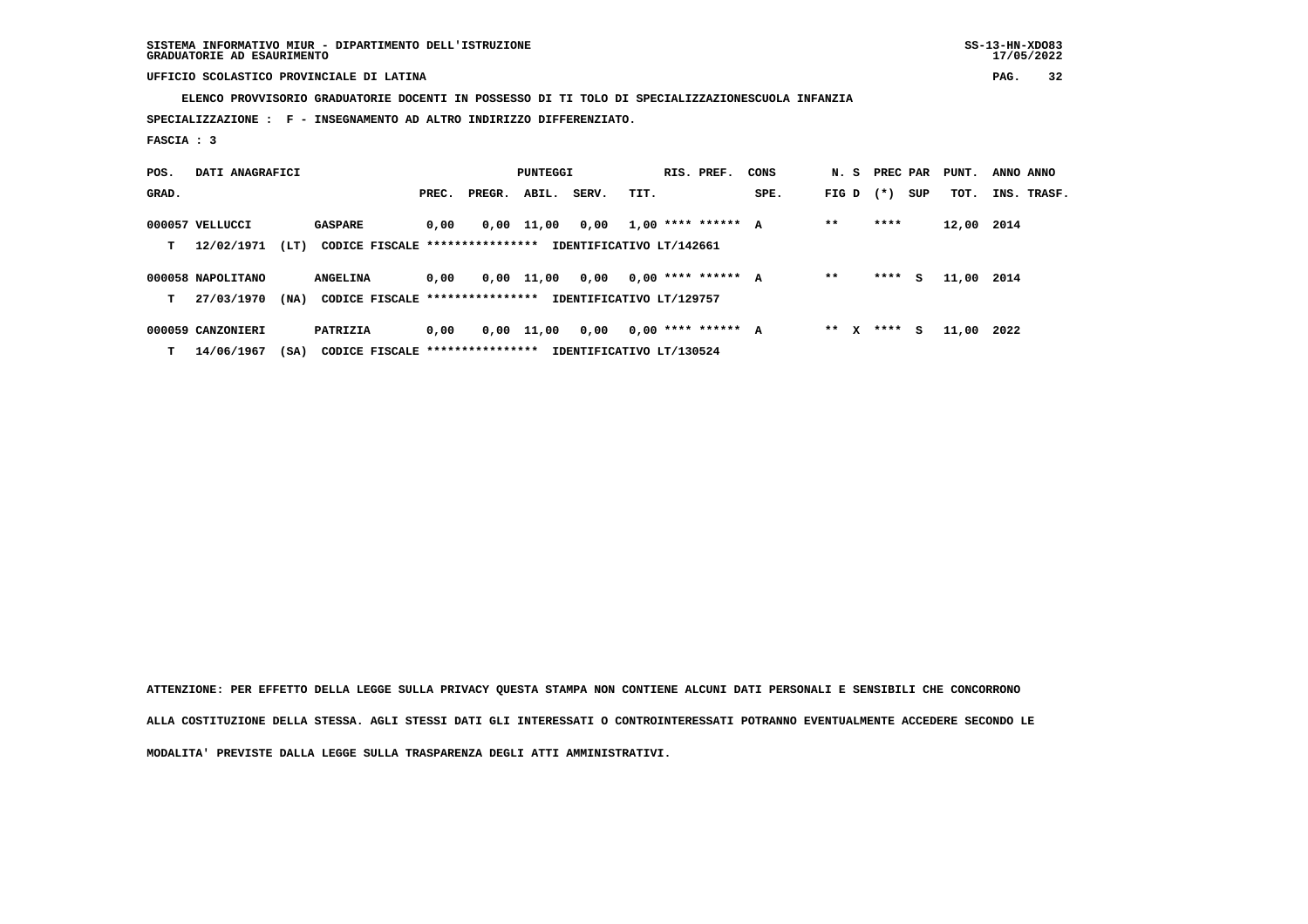SISTEMA INFORMATIVO MIUR - DIPARTIMENTO DELL'ISTRUZIONE
GRADUATORIE AD ESAURIMENTO

UFFICIO SCOLASTICO PROVINCIALE DI LATINA

ELENCO PROVVISORIO GRADUATORIE DOCENTI IN POSSESSO DI TI TOLO DI SPECIALIZZAZIONESCUOLA INFANZIA

SPECIALIZZAZIONE : F - INSEGNAMENTO AD ALTRO INDIRIZZO DIFFERENZIATO.

FASCIA : 3

| POS. GRAD. | DATI ANAGRAFICI | | | PREC. | PREGR. | ABIL. | SERV. | TIT. | RIS. PREF. | CONS SPE. | N. S FIG D | PREC PAR (*) | SUP | PUNT. TOT. | ANNO INS. | ANNO TRASF. |
|---|---|---|---|---|---|---|---|---|---|---|---|---|---|---|---|---|
| 000057 | VELLUCCI | | GASPARE | 0,00 | 0,00 | 11,00 | 0,00 | 1,00 | **** ****** | A | ** | **** | | 12,00 | 2014 | |
| T | 12/02/1971 | (LT) | CODICE FISCALE **************** | IDENTIFICATIVO LT/142661 | | | | | | | | | | | | |
| 000058 | NAPOLITANO | | ANGELINA | 0,00 | 0,00 | 11,00 | 0,00 | 0,00 | **** ****** | A | ** | **** | S | 11,00 | 2014 | |
| T | 27/03/1970 | (NA) | CODICE FISCALE **************** | IDENTIFICATIVO LT/129757 | | | | | | | | | | | | |
| 000059 | CANZONIERI | | PATRIZIA | 0,00 | 0,00 | 11,00 | 0,00 | 0,00 | **** ****** | A | ** X | **** | S | 11,00 | 2022 | |
| T | 14/06/1967 | (SA) | CODICE FISCALE **************** | IDENTIFICATIVO LT/130524 | | | | | | | | | | | | |

ATTENZIONE: PER EFFETTO DELLA LEGGE SULLA PRIVACY QUESTA STAMPA NON CONTIENE ALCUNI DATI PERSONALI E SENSIBILI CHE CONCORRONO ALLA COSTITUZIONE DELLA STESSA. AGLI STESSI DATI GLI INTERESSATI O CONTROINTERESSATI POTRANNO EVENTUALMENTE ACCEDERE SECONDO LE MODALITA' PREVISTE DALLA LEGGE SULLA TRASPARENZA DEGLI ATTI AMMINISTRATIVI.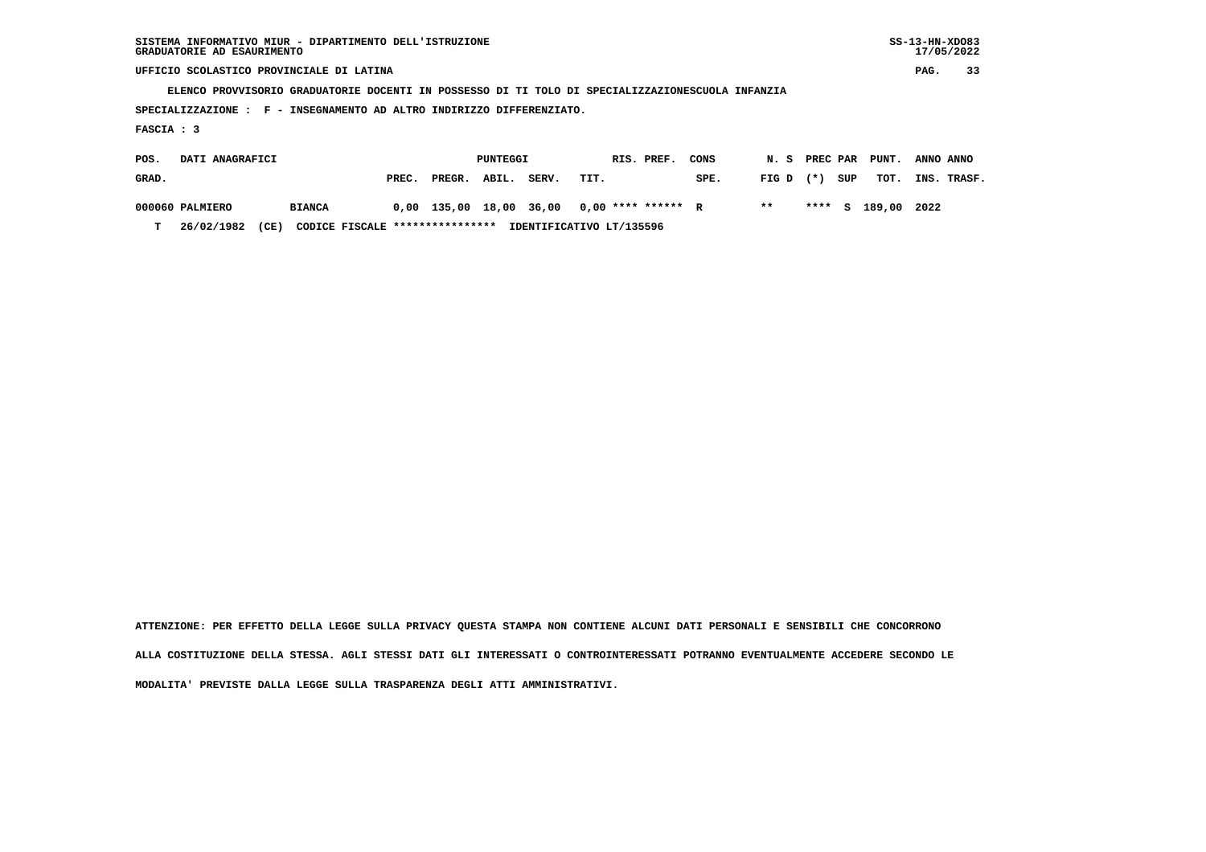SISTEMA INFORMATIVO MIUR - DIPARTIMENTO DELL'ISTRUZIONE
GRADUATORIE AD ESAURIMENTO

UFFICIO SCOLASTICO PROVINCIALE DI LATINA

ELENCO PROVVISORIO GRADUATORIE DOCENTI IN POSSESSO DI TI TOLO DI SPECIALIZZAZIONESCUOLA INFANZIA

SPECIALIZZAZIONE : F - INSEGNAMENTO AD ALTRO INDIRIZZO DIFFERENZIATO.

FASCIA : 3

| POS. GRAD. | DATI ANAGRAFICI | | PUNTEGGI PREC. | PREGR. | ABIL. | SERV. | TIT. | RIS. PREF. | CONS SPE. | N. S FIG D | PREC PAR (*) | SUP | PUNT. TOT. | ANNO INS. | ANNO TRASF. |
|---|---|---|---|---|---|---|---|---|---|---|---|---|---|---|---|
| 000060 | PALMIERO | BIANCA | 0,00 | 135,00 | 18,00 | 36,00 | 0,00 | **** ****** | R | ** | **** | S | 189,00 | 2022 | |
| T | 26/02/1982 (CE) | CODICE FISCALE **************** | IDENTIFICATIVO LT/135596 | | | | | | | | | | | | |

ATTENZIONE: PER EFFETTO DELLA LEGGE SULLA PRIVACY QUESTA STAMPA NON CONTIENE ALCUNI DATI PERSONALI E SENSIBILI CHE CONCORRONO ALLA COSTITUZIONE DELLA STESSA. AGLI STESSI DATI GLI INTERESSATI O CONTROINTERESSATI POTRANNO EVENTUALMENTE ACCEDERE SECONDO LE MODALITA' PREVISTE DALLA LEGGE SULLA TRASPARENZA DEGLI ATTI AMMINISTRATIVI.